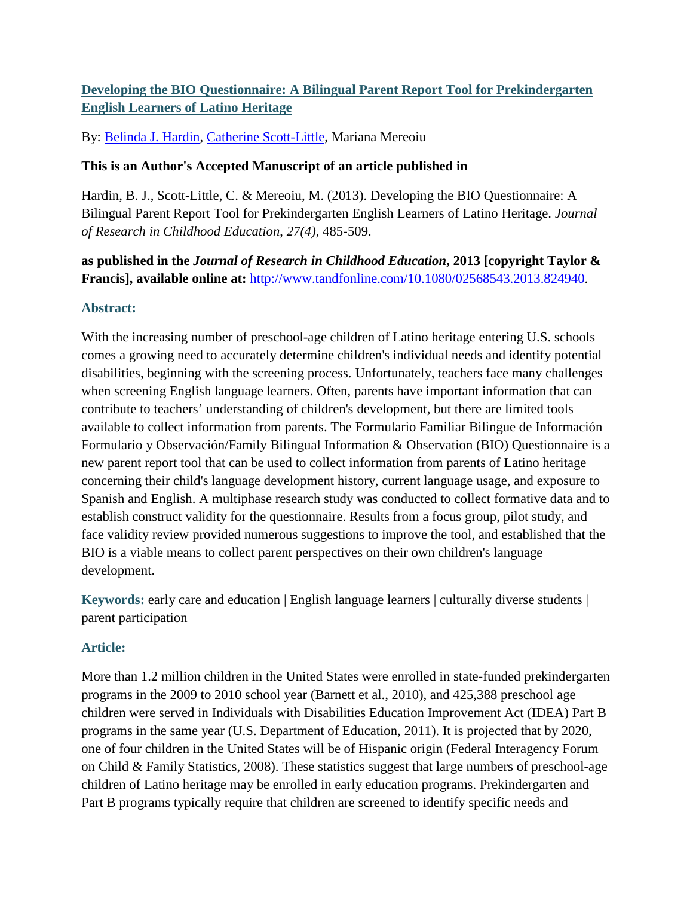## [Developing the BIO Questionnaire: A Bilingual Parent Report Tool for Prekindergarten English Learners of Latino Heritage](http://www.tandfonline.com/10.1080/02568543.2013.824940)

By: Belinda J. Hardin, Catherine Scott-Little, Mariana Mereoiu

**This is an Author's Accepted Manuscript of an article published in**

Hardin, B. J., Scott-Little, C. & Mereoiu, M. (2013). Developing the BIO Questionnaire: A Bilingual Parent Report Tool for Prekindergarten English Learners of Latino Heritage. *Journal of Research in Childhood Education*, *27(4)*, 485-509.

**as published in the *Journal of Research in Childhood Education*, 2013 [copyright Taylor & Francis], available online at:** http://www.tandfonline.com/10.1080/02568543.2013.824940.

### Abstract:

With the increasing number of preschool-age children of Latino heritage entering U.S. schools comes a growing need to accurately determine children's individual needs and identify potential disabilities, beginning with the screening process. Unfortunately, teachers face many challenges when screening English language learners. Often, parents have important information that can contribute to teachers' understanding of children's development, but there are limited tools available to collect information from parents. The Formulario Familiar Bilingue de Información Formulario y Observación/Family Bilingual Information & Observation (BIO) Questionnaire is a new parent report tool that can be used to collect information from parents of Latino heritage concerning their child's language development history, current language usage, and exposure to Spanish and English. A multiphase research study was conducted to collect formative data and to establish construct validity for the questionnaire. Results from a focus group, pilot study, and face validity review provided numerous suggestions to improve the tool, and established that the BIO is a viable means to collect parent perspectives on their own children's language development.

**Keywords:** early care and education | English language learners | culturally diverse students | parent participation

### Article:

More than 1.2 million children in the United States were enrolled in state-funded prekindergarten programs in the 2009 to 2010 school year (Barnett et al., 2010), and 425,388 preschool age children were served in Individuals with Disabilities Education Improvement Act (IDEA) Part B programs in the same year (U.S. Department of Education, 2011). It is projected that by 2020, one of four children in the United States will be of Hispanic origin (Federal Interagency Forum on Child & Family Statistics, 2008). These statistics suggest that large numbers of preschool-age children of Latino heritage may be enrolled in early education programs. Prekindergarten and Part B programs typically require that children are screened to identify specific needs and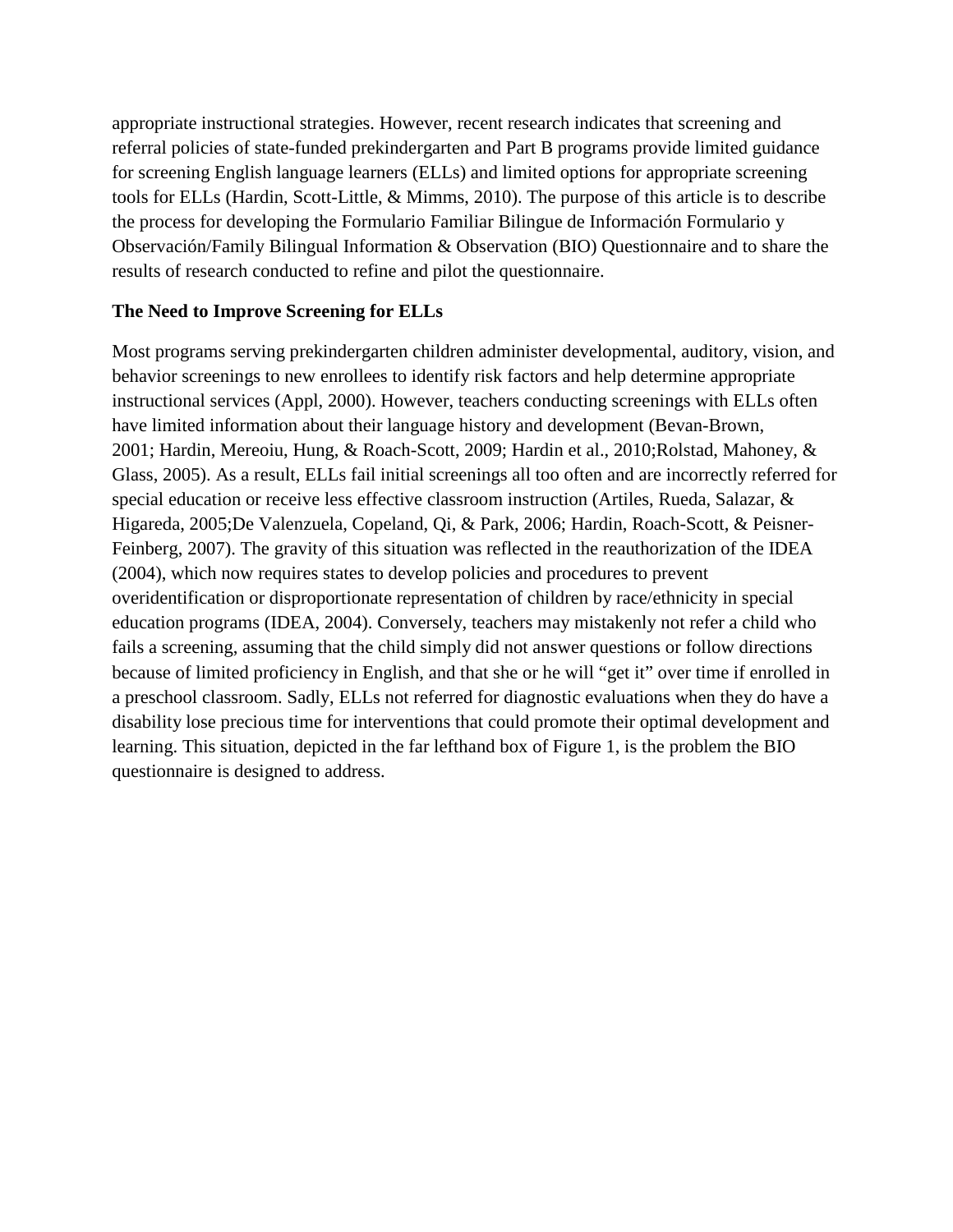appropriate instructional strategies. However, recent research indicates that screening and referral policies of state-funded prekindergarten and Part B programs provide limited guidance for screening English language learners (ELLs) and limited options for appropriate screening tools for ELLs (Hardin, Scott-Little, & Mimms, 2010). The purpose of this article is to describe the process for developing the Formulario Familiar Bilingue de Información Formulario y Observación/Family Bilingual Information & Observation (BIO) Questionnaire and to share the results of research conducted to refine and pilot the questionnaire.

**The Need to Improve Screening for ELLs**

Most programs serving prekindergarten children administer developmental, auditory, vision, and behavior screenings to new enrollees to identify risk factors and help determine appropriate instructional services (Appl, 2000). However, teachers conducting screenings with ELLs often have limited information about their language history and development (Bevan-Brown, 2001; Hardin, Mereoiu, Hung, & Roach-Scott, 2009; Hardin et al., 2010;Rolstad, Mahoney, & Glass, 2005). As a result, ELLs fail initial screenings all too often and are incorrectly referred for special education or receive less effective classroom instruction (Artiles, Rueda, Salazar, & Higareda, 2005;De Valenzuela, Copeland, Qi, & Park, 2006; Hardin, Roach-Scott, & Peisner-Feinberg, 2007). The gravity of this situation was reflected in the reauthorization of the IDEA (2004), which now requires states to develop policies and procedures to prevent overidentification or disproportionate representation of children by race/ethnicity in special education programs (IDEA, 2004). Conversely, teachers may mistakenly not refer a child who fails a screening, assuming that the child simply did not answer questions or follow directions because of limited proficiency in English, and that she or he will "get it" over time if enrolled in a preschool classroom. Sadly, ELLs not referred for diagnostic evaluations when they do have a disability lose precious time for interventions that could promote their optimal development and learning. This situation, depicted in the far lefthand box of Figure 1, is the problem the BIO questionnaire is designed to address.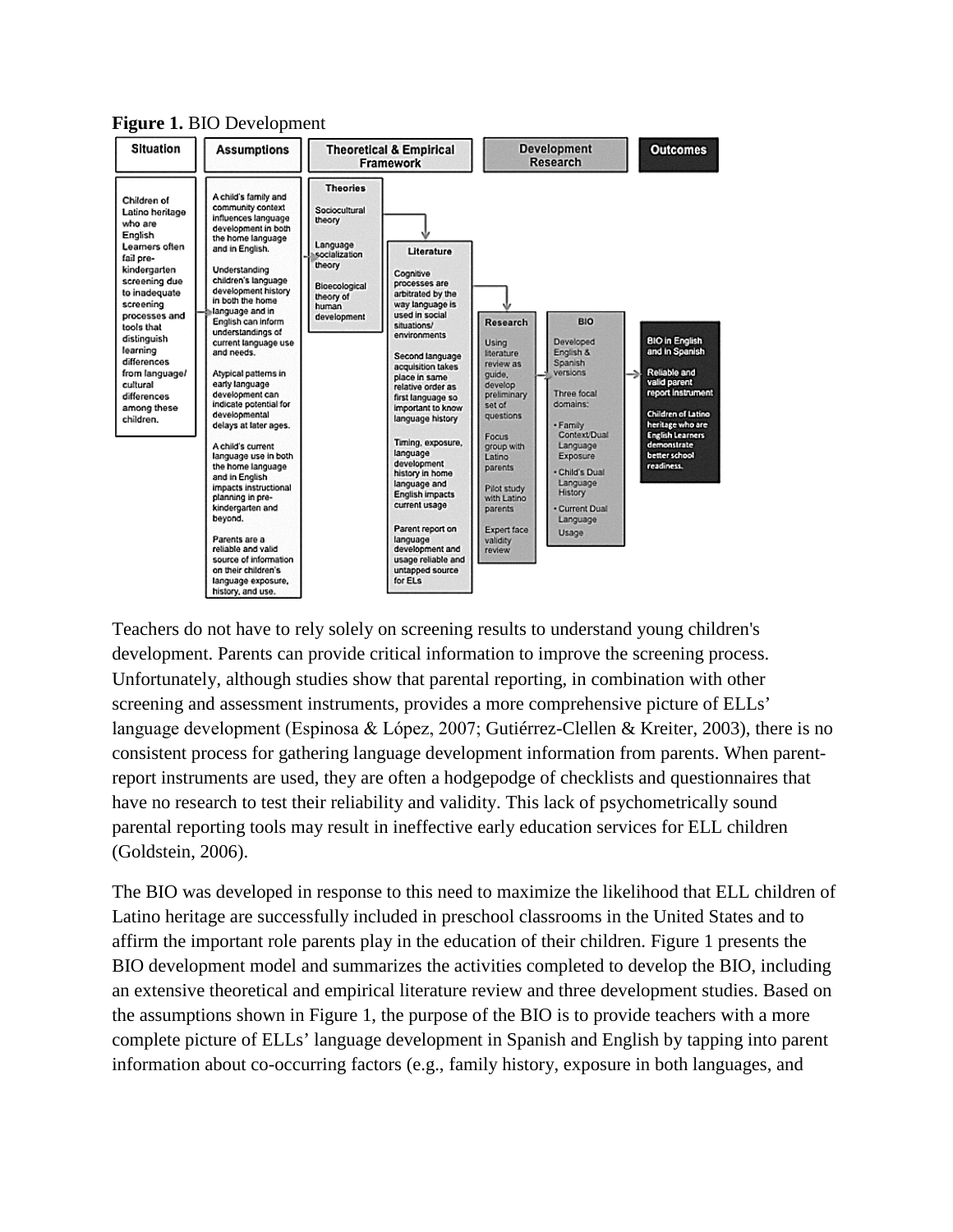**Figure 1.** BIO Development

| Situation | Assumptions | Theoretical & Empirical Framework | Development Research | Outcomes |
|---|---|---|---|---|
| Children of Latino heritage who are English Learners often fail pre-kindergarten screening due to inadequate screening processes and tools that distinguish learning differences from language/cultural differences among these children. | A child's family and community context influences language development in both the home language and in English.<br><br>Understanding children's language development history in both the home language and in English can inform understandings of current language use and needs.<br><br>Atypical patterns in early language development can indicate potential for developmental delays at later ages.<br><br>A child's current language use in both the home language and in English impacts instructional planning in pre-kindergarten and beyond.<br><br>Parents are a reliable and valid source of information on their children's language exposure, history, and use. | **Theories**<br>Sociocultural theory<br>Language socialization theory<br>Bioecological theory of human development<br><br>**Literature**<br>Cognitive processes are arbitrated by the way language is used in social situations/environments<br><br>Second language acquisition takes place in same relative order as first language so important to know language history<br><br>Timing, exposure, language development history in home language and English impacts current usage<br><br>Parent report on language development and usage reliable and untapped source for ELs | **Research**<br>Using literature review as guide, develop preliminary set of questions<br><br>Focus group with Latino parents<br><br>Pilot study with Latino parents<br><br>Expert face validity review<br><br>**BIO**<br>Developed English & Spanish versions<br><br>Three focal domains:<br>• Family Context/Dual Language Exposure<br>• Child's Dual Language History<br>• Current Dual Language Usage | BIO in English and in Spanish<br><br>Reliable and valid parent report instrument<br><br>Children of Latino heritage who are English Learners demonstrate better school readiness. |

Teachers do not have to rely solely on screening results to understand young children's development. Parents can provide critical information to improve the screening process. Unfortunately, although studies show that parental reporting, in combination with other screening and assessment instruments, provides a more comprehensive picture of ELLs' language development (Espinosa & López, 2007; Gutiérrez-Clellen & Kreiter, 2003), there is no consistent process for gathering language development information from parents. When parent-report instruments are used, they are often a hodgepodge of checklists and questionnaires that have no research to test their reliability and validity. This lack of psychometrically sound parental reporting tools may result in ineffective early education services for ELL children (Goldstein, 2006).

The BIO was developed in response to this need to maximize the likelihood that ELL children of Latino heritage are successfully included in preschool classrooms in the United States and to affirm the important role parents play in the education of their children. Figure 1 presents the BIO development model and summarizes the activities completed to develop the BIO, including an extensive theoretical and empirical literature review and three development studies. Based on the assumptions shown in Figure 1, the purpose of the BIO is to provide teachers with a more complete picture of ELLs' language development in Spanish and English by tapping into parent information about co-occurring factors (e.g., family history, exposure in both languages, and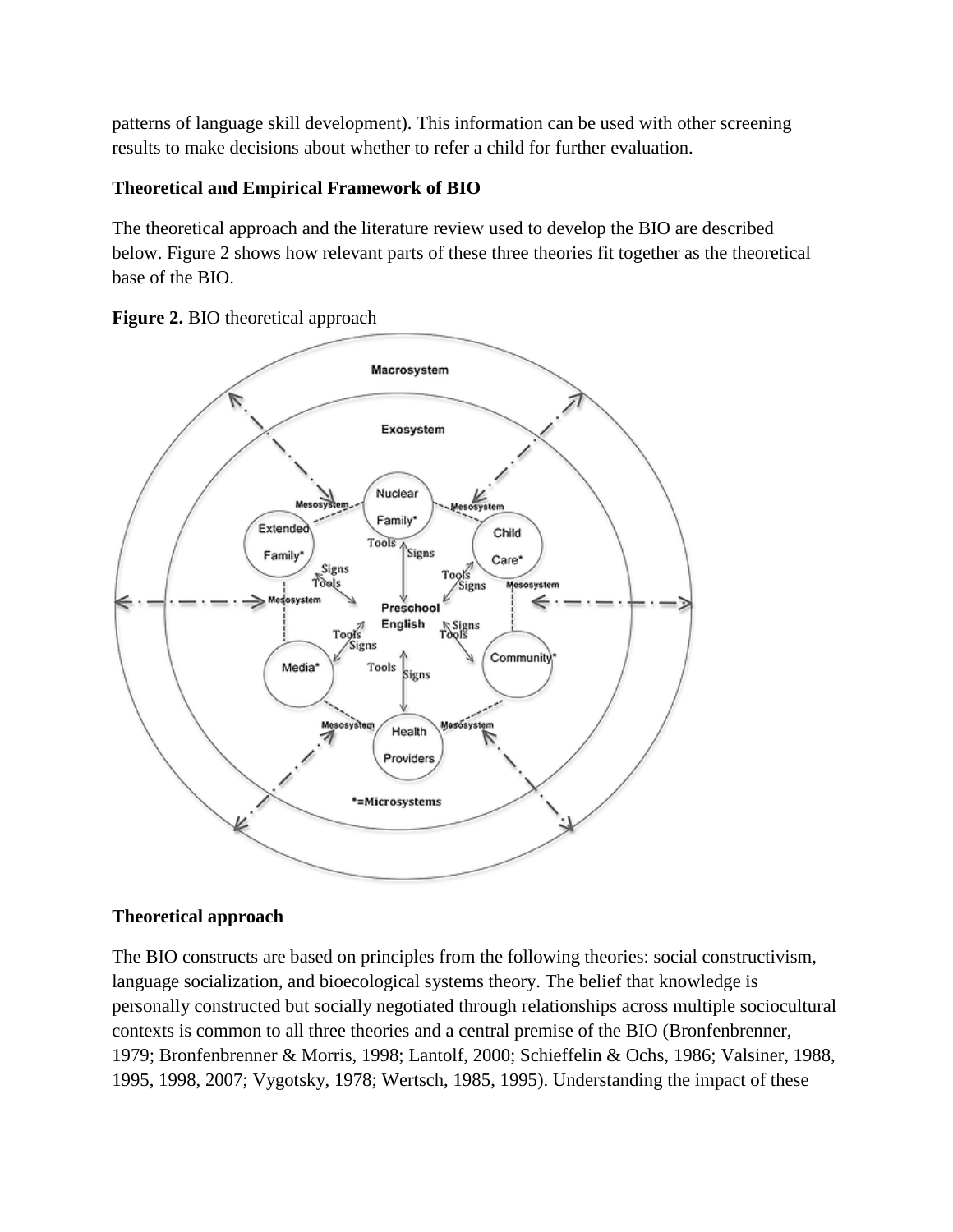patterns of language skill development). This information can be used with other screening results to make decisions about whether to refer a child for further evaluation.

**Theoretical and Empirical Framework of BIO**

The theoretical approach and the literature review used to develop the BIO are described below. Figure 2 shows how relevant parts of these three theories fit together as the theoretical base of the BIO.

**Figure 2.** BIO theoretical approach

**Theoretical approach**

The BIO constructs are based on principles from the following theories: social constructivism, language socialization, and bioecological systems theory. The belief that knowledge is personally constructed but socially negotiated through relationships across multiple sociocultural contexts is common to all three theories and a central premise of the BIO (Bronfenbrenner, 1979; Bronfenbrenner & Morris, 1998; Lantolf, 2000; Schieffelin & Ochs, 1986; Valsiner, 1988, 1995, 1998, 2007; Vygotsky, 1978; Wertsch, 1985, 1995). Understanding the impact of these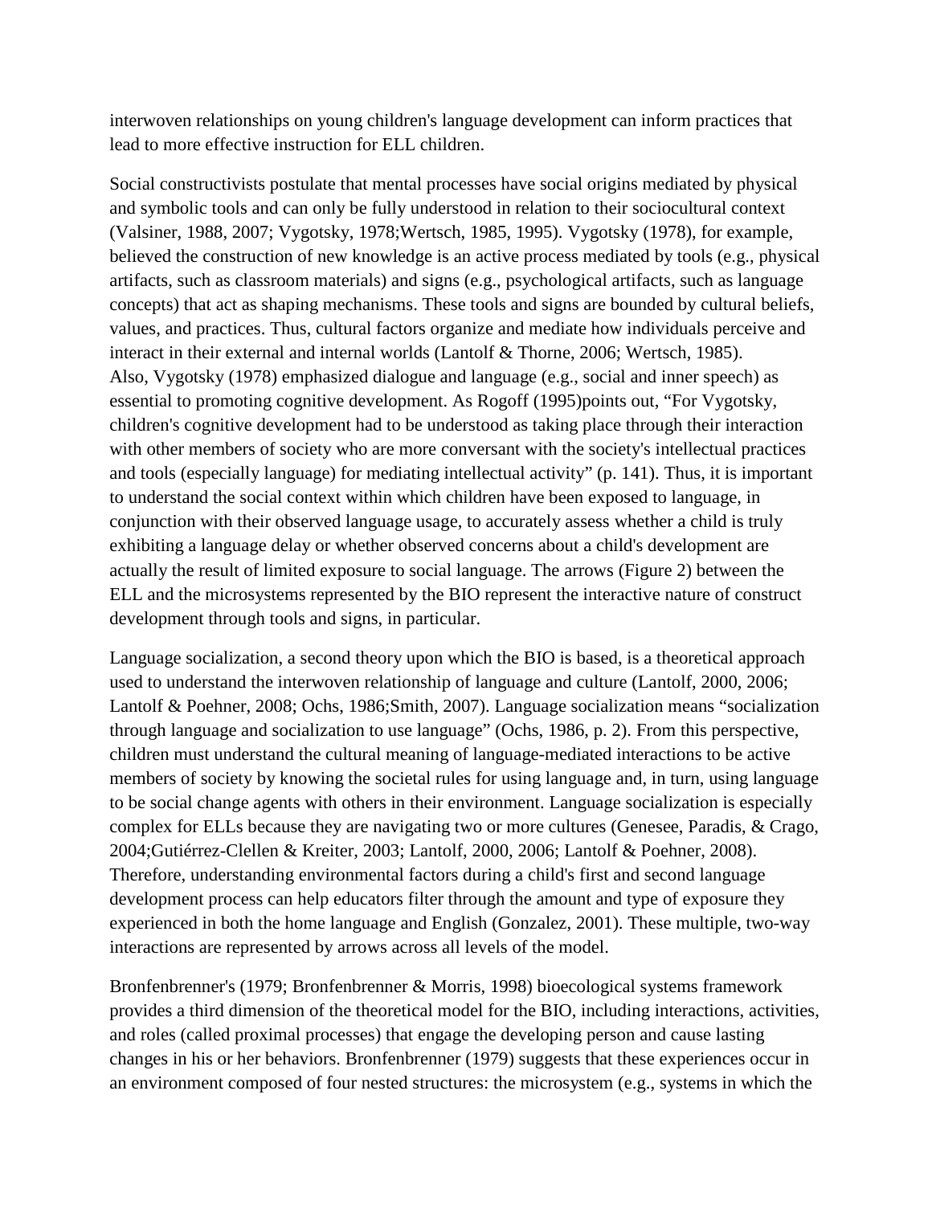interwoven relationships on young children's language development can inform practices that lead to more effective instruction for ELL children.

Social constructivists postulate that mental processes have social origins mediated by physical and symbolic tools and can only be fully understood in relation to their sociocultural context (Valsiner, 1988, 2007; Vygotsky, 1978;Wertsch, 1985, 1995). Vygotsky (1978), for example, believed the construction of new knowledge is an active process mediated by tools (e.g., physical artifacts, such as classroom materials) and signs (e.g., psychological artifacts, such as language concepts) that act as shaping mechanisms. These tools and signs are bounded by cultural beliefs, values, and practices. Thus, cultural factors organize and mediate how individuals perceive and interact in their external and internal worlds (Lantolf & Thorne, 2006; Wertsch, 1985). Also, Vygotsky (1978) emphasized dialogue and language (e.g., social and inner speech) as essential to promoting cognitive development. As Rogoff (1995)points out, "For Vygotsky, children's cognitive development had to be understood as taking place through their interaction with other members of society who are more conversant with the society's intellectual practices and tools (especially language) for mediating intellectual activity" (p. 141). Thus, it is important to understand the social context within which children have been exposed to language, in conjunction with their observed language usage, to accurately assess whether a child is truly exhibiting a language delay or whether observed concerns about a child's development are actually the result of limited exposure to social language. The arrows (Figure 2) between the ELL and the microsystems represented by the BIO represent the interactive nature of construct development through tools and signs, in particular.

Language socialization, a second theory upon which the BIO is based, is a theoretical approach used to understand the interwoven relationship of language and culture (Lantolf, 2000, 2006; Lantolf & Poehner, 2008; Ochs, 1986;Smith, 2007). Language socialization means "socialization through language and socialization to use language" (Ochs, 1986, p. 2). From this perspective, children must understand the cultural meaning of language-mediated interactions to be active members of society by knowing the societal rules for using language and, in turn, using language to be social change agents with others in their environment. Language socialization is especially complex for ELLs because they are navigating two or more cultures (Genesee, Paradis, & Crago, 2004;Gutiérrez-Clellen & Kreiter, 2003; Lantolf, 2000, 2006; Lantolf & Poehner, 2008). Therefore, understanding environmental factors during a child's first and second language development process can help educators filter through the amount and type of exposure they experienced in both the home language and English (Gonzalez, 2001). These multiple, two-way interactions are represented by arrows across all levels of the model.

Bronfenbrenner's (1979; Bronfenbrenner & Morris, 1998) bioecological systems framework provides a third dimension of the theoretical model for the BIO, including interactions, activities, and roles (called proximal processes) that engage the developing person and cause lasting changes in his or her behaviors. Bronfenbrenner (1979) suggests that these experiences occur in an environment composed of four nested structures: the microsystem (e.g., systems in which the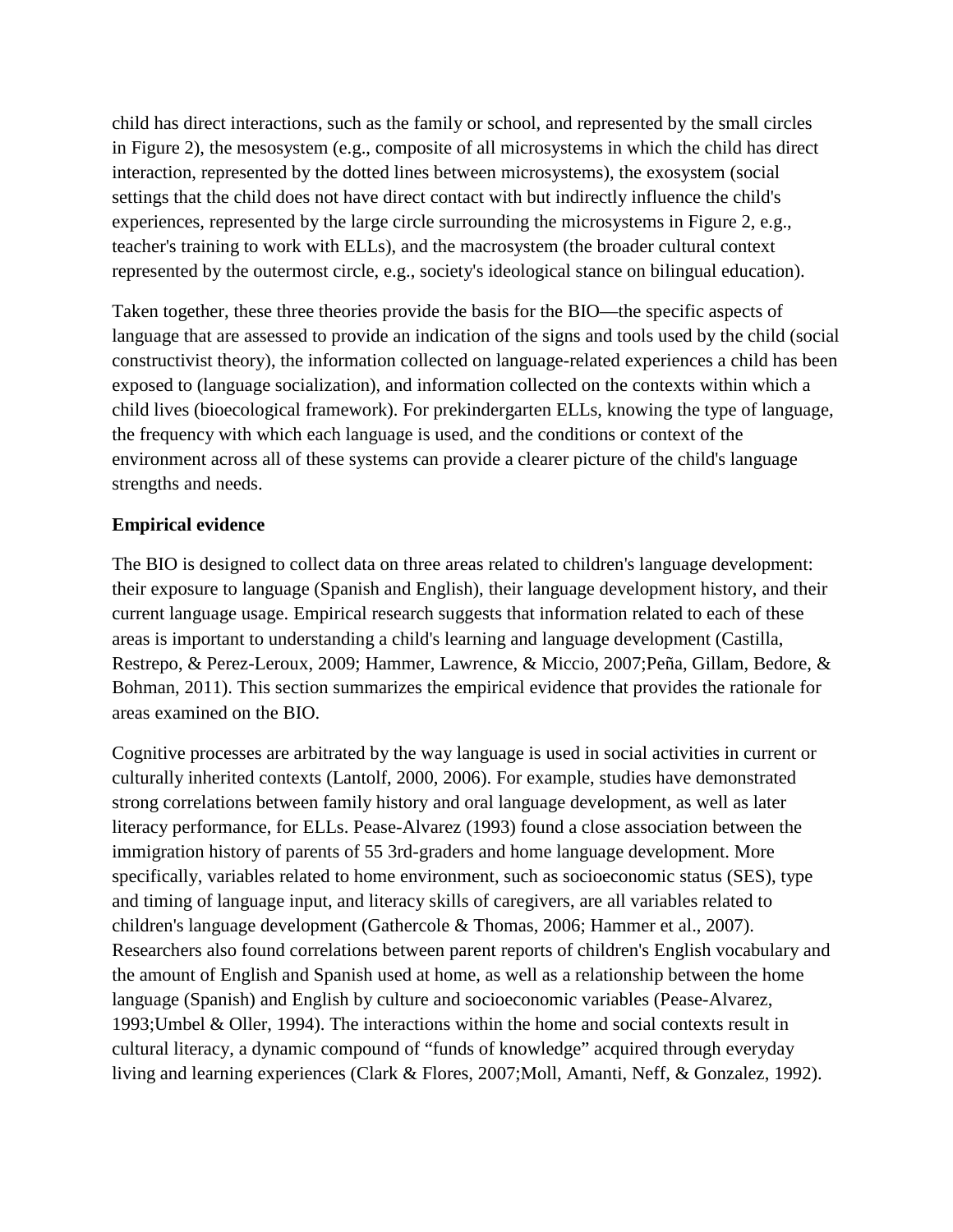child has direct interactions, such as the family or school, and represented by the small circles in Figure 2), the mesosystem (e.g., composite of all microsystems in which the child has direct interaction, represented by the dotted lines between microsystems), the exosystem (social settings that the child does not have direct contact with but indirectly influence the child's experiences, represented by the large circle surrounding the microsystems in Figure 2, e.g., teacher's training to work with ELLs), and the macrosystem (the broader cultural context represented by the outermost circle, e.g., society's ideological stance on bilingual education).

Taken together, these three theories provide the basis for the BIO—the specific aspects of language that are assessed to provide an indication of the signs and tools used by the child (social constructivist theory), the information collected on language-related experiences a child has been exposed to (language socialization), and information collected on the contexts within which a child lives (bioecological framework). For prekindergarten ELLs, knowing the type of language, the frequency with which each language is used, and the conditions or context of the environment across all of these systems can provide a clearer picture of the child's language strengths and needs.

**Empirical evidence**

The BIO is designed to collect data on three areas related to children's language development: their exposure to language (Spanish and English), their language development history, and their current language usage. Empirical research suggests that information related to each of these areas is important to understanding a child's learning and language development (Castilla, Restrepo, & Perez-Leroux, 2009; Hammer, Lawrence, & Miccio, 2007;Peña, Gillam, Bedore, & Bohman, 2011). This section summarizes the empirical evidence that provides the rationale for areas examined on the BIO.

Cognitive processes are arbitrated by the way language is used in social activities in current or culturally inherited contexts (Lantolf, 2000, 2006). For example, studies have demonstrated strong correlations between family history and oral language development, as well as later literacy performance, for ELLs. Pease-Alvarez (1993) found a close association between the immigration history of parents of 55 3rd-graders and home language development. More specifically, variables related to home environment, such as socioeconomic status (SES), type and timing of language input, and literacy skills of caregivers, are all variables related to children's language development (Gathercole & Thomas, 2006; Hammer et al., 2007). Researchers also found correlations between parent reports of children's English vocabulary and the amount of English and Spanish used at home, as well as a relationship between the home language (Spanish) and English by culture and socioeconomic variables (Pease-Alvarez, 1993;Umbel & Oller, 1994). The interactions within the home and social contexts result in cultural literacy, a dynamic compound of "funds of knowledge" acquired through everyday living and learning experiences (Clark & Flores, 2007;Moll, Amanti, Neff, & Gonzalez, 1992).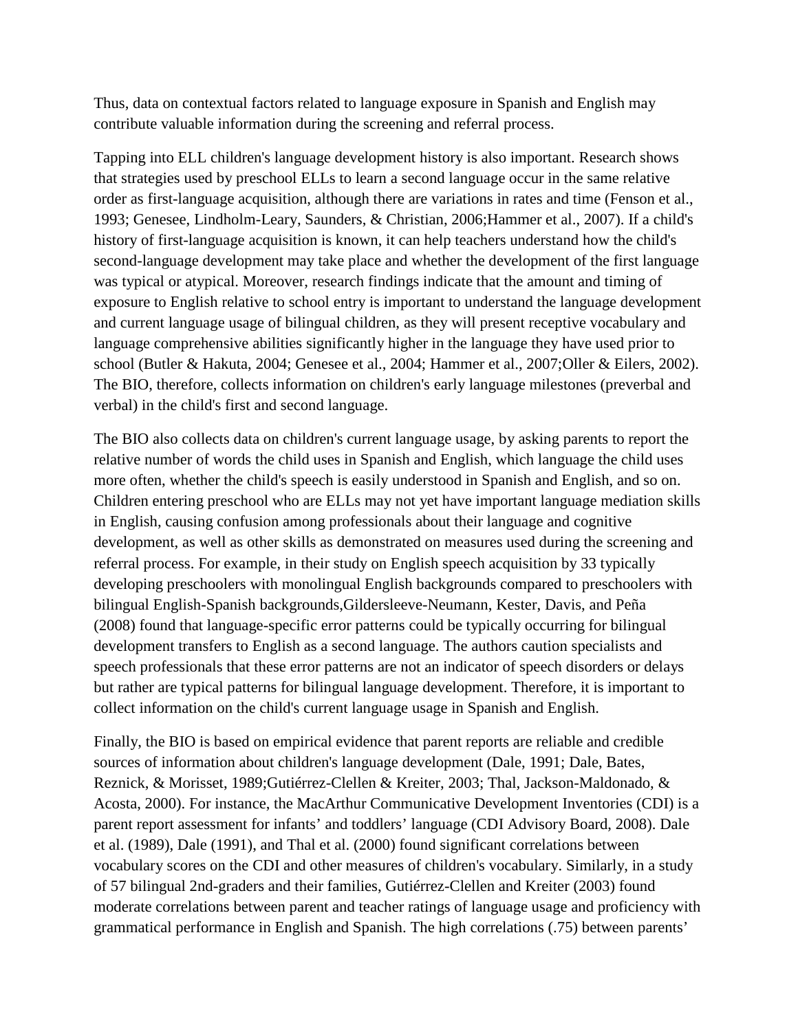Thus, data on contextual factors related to language exposure in Spanish and English may contribute valuable information during the screening and referral process.

Tapping into ELL children's language development history is also important. Research shows that strategies used by preschool ELLs to learn a second language occur in the same relative order as first-language acquisition, although there are variations in rates and time (Fenson et al., 1993; Genesee, Lindholm-Leary, Saunders, & Christian, 2006;Hammer et al., 2007). If a child's history of first-language acquisition is known, it can help teachers understand how the child's second-language development may take place and whether the development of the first language was typical or atypical. Moreover, research findings indicate that the amount and timing of exposure to English relative to school entry is important to understand the language development and current language usage of bilingual children, as they will present receptive vocabulary and language comprehensive abilities significantly higher in the language they have used prior to school (Butler & Hakuta, 2004; Genesee et al., 2004; Hammer et al., 2007;Oller & Eilers, 2002). The BIO, therefore, collects information on children's early language milestones (preverbal and verbal) in the child's first and second language.

The BIO also collects data on children's current language usage, by asking parents to report the relative number of words the child uses in Spanish and English, which language the child uses more often, whether the child's speech is easily understood in Spanish and English, and so on. Children entering preschool who are ELLs may not yet have important language mediation skills in English, causing confusion among professionals about their language and cognitive development, as well as other skills as demonstrated on measures used during the screening and referral process. For example, in their study on English speech acquisition by 33 typically developing preschoolers with monolingual English backgrounds compared to preschoolers with bilingual English-Spanish backgrounds,Gildersleeve-Neumann, Kester, Davis, and Peña (2008) found that language-specific error patterns could be typically occurring for bilingual development transfers to English as a second language. The authors caution specialists and speech professionals that these error patterns are not an indicator of speech disorders or delays but rather are typical patterns for bilingual language development. Therefore, it is important to collect information on the child's current language usage in Spanish and English.

Finally, the BIO is based on empirical evidence that parent reports are reliable and credible sources of information about children's language development (Dale, 1991; Dale, Bates, Reznick, & Morisset, 1989;Gutiérrez-Clellen & Kreiter, 2003; Thal, Jackson-Maldonado, & Acosta, 2000). For instance, the MacArthur Communicative Development Inventories (CDI) is a parent report assessment for infants' and toddlers' language (CDI Advisory Board, 2008). Dale et al. (1989), Dale (1991), and Thal et al. (2000) found significant correlations between vocabulary scores on the CDI and other measures of children's vocabulary. Similarly, in a study of 57 bilingual 2nd-graders and their families, Gutiérrez-Clellen and Kreiter (2003) found moderate correlations between parent and teacher ratings of language usage and proficiency with grammatical performance in English and Spanish. The high correlations (.75) between parents'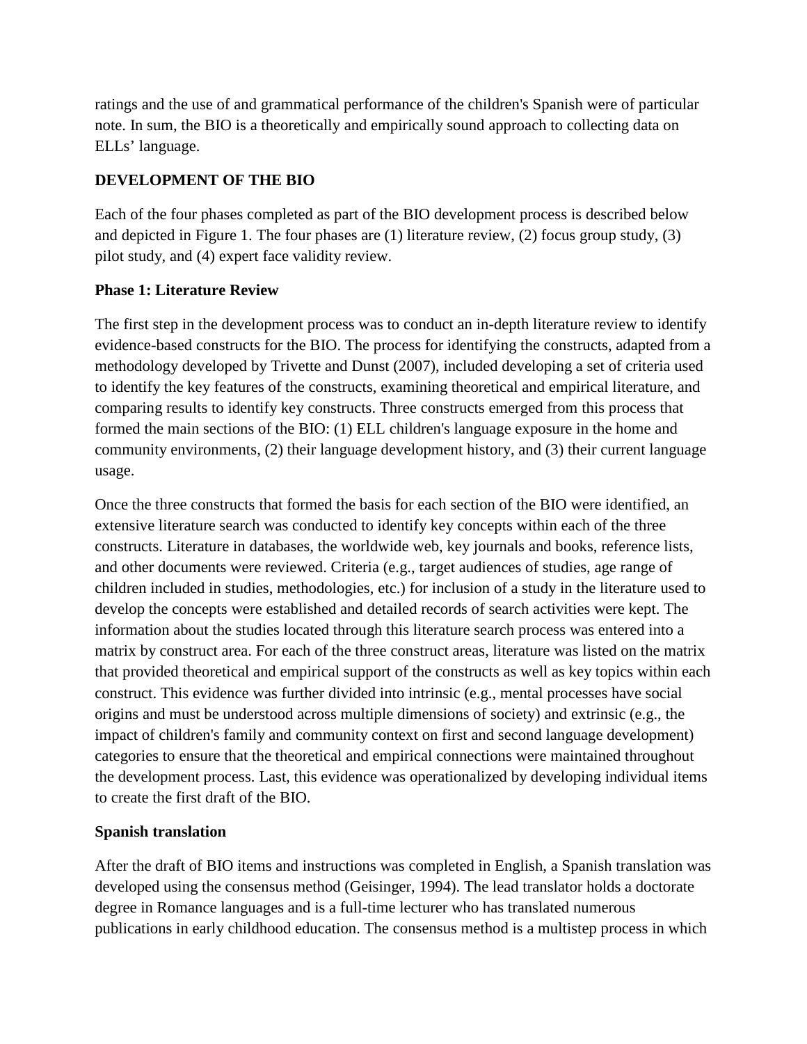ratings and the use of and grammatical performance of the children's Spanish were of particular note. In sum, the BIO is a theoretically and empirically sound approach to collecting data on ELLs' language.

## DEVELOPMENT OF THE BIO

Each of the four phases completed as part of the BIO development process is described below and depicted in Figure 1. The four phases are (1) literature review, (2) focus group study, (3) pilot study, and (4) expert face validity review.

### Phase 1: Literature Review

The first step in the development process was to conduct an in-depth literature review to identify evidence-based constructs for the BIO. The process for identifying the constructs, adapted from a methodology developed by Trivette and Dunst (2007), included developing a set of criteria used to identify the key features of the constructs, examining theoretical and empirical literature, and comparing results to identify key constructs. Three constructs emerged from this process that formed the main sections of the BIO: (1) ELL children's language exposure in the home and community environments, (2) their language development history, and (3) their current language usage.

Once the three constructs that formed the basis for each section of the BIO were identified, an extensive literature search was conducted to identify key concepts within each of the three constructs. Literature in databases, the worldwide web, key journals and books, reference lists, and other documents were reviewed. Criteria (e.g., target audiences of studies, age range of children included in studies, methodologies, etc.) for inclusion of a study in the literature used to develop the concepts were established and detailed records of search activities were kept. The information about the studies located through this literature search process was entered into a matrix by construct area. For each of the three construct areas, literature was listed on the matrix that provided theoretical and empirical support of the constructs as well as key topics within each construct. This evidence was further divided into intrinsic (e.g., mental processes have social origins and must be understood across multiple dimensions of society) and extrinsic (e.g., the impact of children's family and community context on first and second language development) categories to ensure that the theoretical and empirical connections were maintained throughout the development process. Last, this evidence was operationalized by developing individual items to create the first draft of the BIO.

### Spanish translation

After the draft of BIO items and instructions was completed in English, a Spanish translation was developed using the consensus method (Geisinger, 1994). The lead translator holds a doctorate degree in Romance languages and is a full-time lecturer who has translated numerous publications in early childhood education. The consensus method is a multistep process in which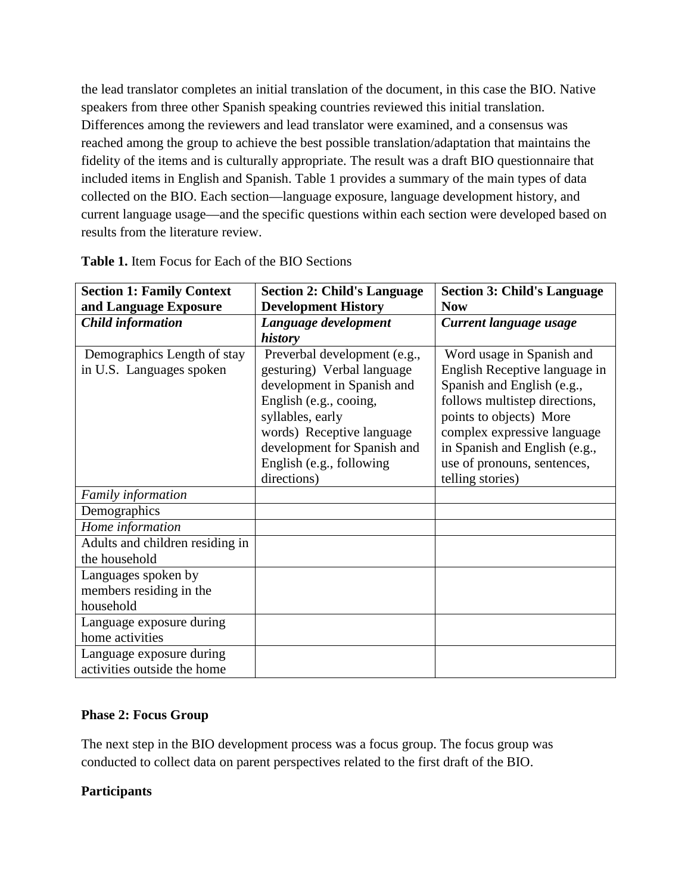the lead translator completes an initial translation of the document, in this case the BIO. Native speakers from three other Spanish speaking countries reviewed this initial translation. Differences among the reviewers and lead translator were examined, and a consensus was reached among the group to achieve the best possible translation/adaptation that maintains the fidelity of the items and is culturally appropriate. The result was a draft BIO questionnaire that included items in English and Spanish. Table 1 provides a summary of the main types of data collected on the BIO. Each section—language exposure, language development history, and current language usage—and the specific questions within each section were developed based on results from the literature review.

**Table 1.** Item Focus for Each of the BIO Sections

| **Section 1: Family Context and Language Exposure** | **Section 2: Child's Language Development History** | **Section 3: Child's Language Now** |
|---|---|---|
| ***Child information*** | ***Language development history*** | ***Current language usage*** |
| Demographics Length of stay in U.S. Languages spoken | Preverbal development (e.g., gesturing) Verbal language development in Spanish and English (e.g., cooing, syllables, early words) Receptive language development for Spanish and English (e.g., following directions) | Word usage in Spanish and English Receptive language in Spanish and English (e.g., follows multistep directions, points to objects) More complex expressive language in Spanish and English (e.g., use of pronouns, sentences, telling stories) |
| *Family information* | | |
| Demographics | | |
| *Home information* | | |
| Adults and children residing in the household | | |
| Languages spoken by members residing in the household | | |
| Language exposure during home activities | | |
| Language exposure during activities outside the home | | |

**Phase 2: Focus Group**

The next step in the BIO development process was a focus group. The focus group was conducted to collect data on parent perspectives related to the first draft of the BIO.

**Participants**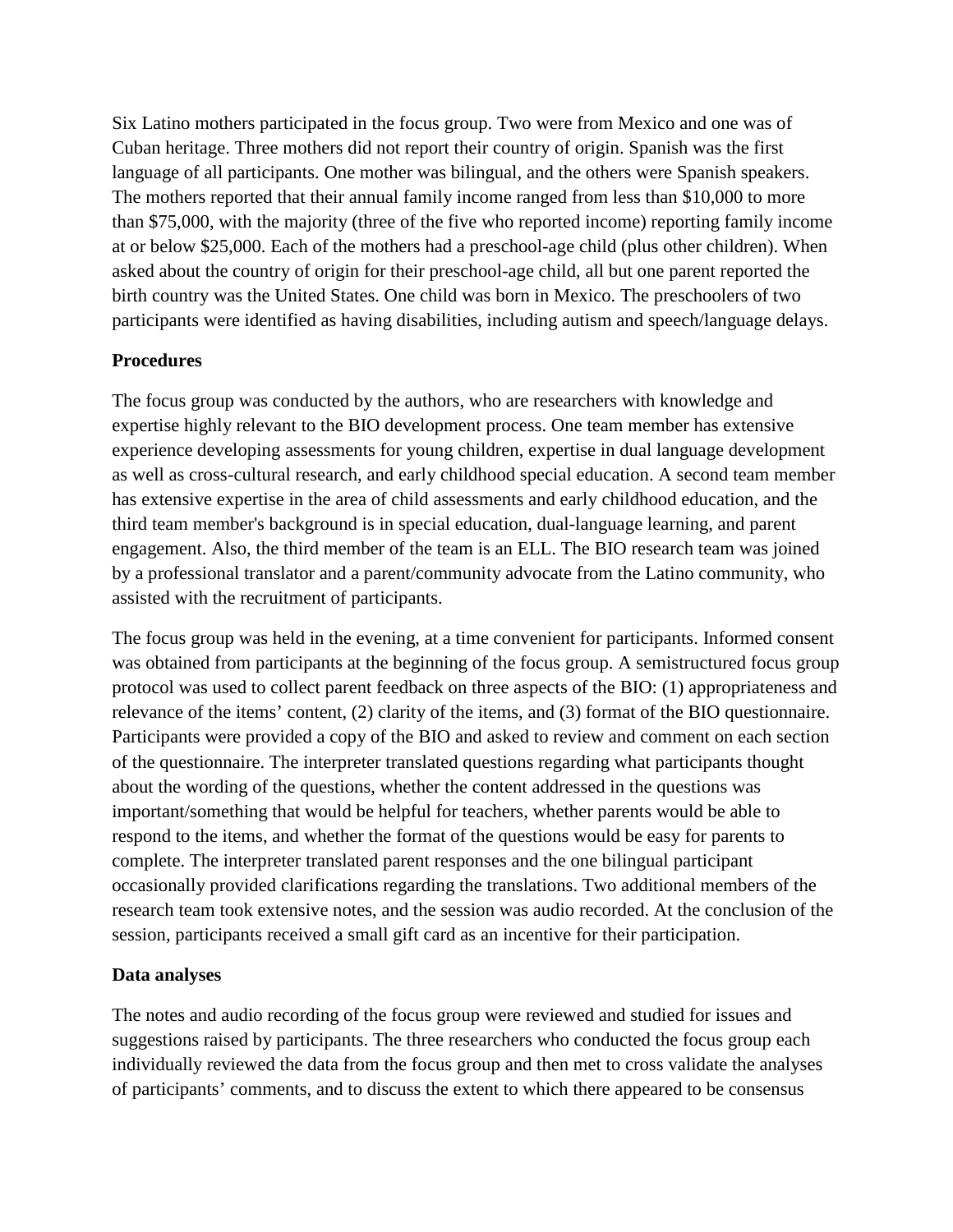Six Latino mothers participated in the focus group. Two were from Mexico and one was of Cuban heritage. Three mothers did not report their country of origin. Spanish was the first language of all participants. One mother was bilingual, and the others were Spanish speakers. The mothers reported that their annual family income ranged from less than $10,000 to more than $75,000, with the majority (three of the five who reported income) reporting family income at or below $25,000. Each of the mothers had a preschool-age child (plus other children). When asked about the country of origin for their preschool-age child, all but one parent reported the birth country was the United States. One child was born in Mexico. The preschoolers of two participants were identified as having disabilities, including autism and speech/language delays.

**Procedures**

The focus group was conducted by the authors, who are researchers with knowledge and expertise highly relevant to the BIO development process. One team member has extensive experience developing assessments for young children, expertise in dual language development as well as cross-cultural research, and early childhood special education. A second team member has extensive expertise in the area of child assessments and early childhood education, and the third team member's background is in special education, dual-language learning, and parent engagement. Also, the third member of the team is an ELL. The BIO research team was joined by a professional translator and a parent/community advocate from the Latino community, who assisted with the recruitment of participants.

The focus group was held in the evening, at a time convenient for participants. Informed consent was obtained from participants at the beginning of the focus group. A semistructured focus group protocol was used to collect parent feedback on three aspects of the BIO: (1) appropriateness and relevance of the items' content, (2) clarity of the items, and (3) format of the BIO questionnaire. Participants were provided a copy of the BIO and asked to review and comment on each section of the questionnaire. The interpreter translated questions regarding what participants thought about the wording of the questions, whether the content addressed in the questions was important/something that would be helpful for teachers, whether parents would be able to respond to the items, and whether the format of the questions would be easy for parents to complete. The interpreter translated parent responses and the one bilingual participant occasionally provided clarifications regarding the translations. Two additional members of the research team took extensive notes, and the session was audio recorded. At the conclusion of the session, participants received a small gift card as an incentive for their participation.

**Data analyses**

The notes and audio recording of the focus group were reviewed and studied for issues and suggestions raised by participants. The three researchers who conducted the focus group each individually reviewed the data from the focus group and then met to cross validate the analyses of participants' comments, and to discuss the extent to which there appeared to be consensus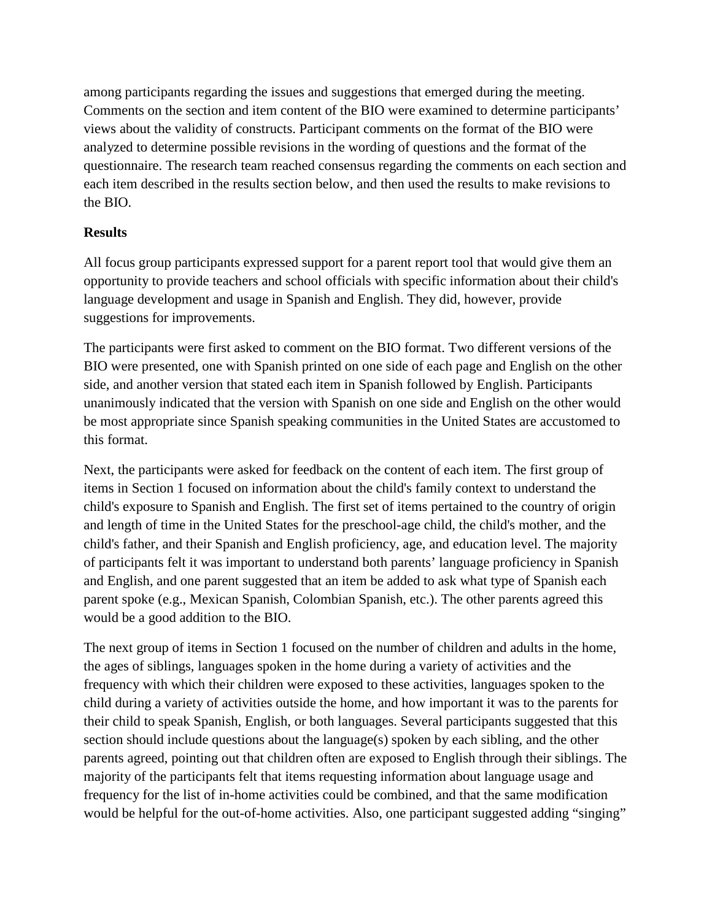among participants regarding the issues and suggestions that emerged during the meeting. Comments on the section and item content of the BIO were examined to determine participants' views about the validity of constructs. Participant comments on the format of the BIO were analyzed to determine possible revisions in the wording of questions and the format of the questionnaire. The research team reached consensus regarding the comments on each section and each item described in the results section below, and then used the results to make revisions to the BIO.

## Results

All focus group participants expressed support for a parent report tool that would give them an opportunity to provide teachers and school officials with specific information about their child's language development and usage in Spanish and English. They did, however, provide suggestions for improvements.

The participants were first asked to comment on the BIO format. Two different versions of the BIO were presented, one with Spanish printed on one side of each page and English on the other side, and another version that stated each item in Spanish followed by English. Participants unanimously indicated that the version with Spanish on one side and English on the other would be most appropriate since Spanish speaking communities in the United States are accustomed to this format.

Next, the participants were asked for feedback on the content of each item. The first group of items in Section 1 focused on information about the child's family context to understand the child's exposure to Spanish and English. The first set of items pertained to the country of origin and length of time in the United States for the preschool-age child, the child's mother, and the child's father, and their Spanish and English proficiency, age, and education level. The majority of participants felt it was important to understand both parents' language proficiency in Spanish and English, and one parent suggested that an item be added to ask what type of Spanish each parent spoke (e.g., Mexican Spanish, Colombian Spanish, etc.). The other parents agreed this would be a good addition to the BIO.

The next group of items in Section 1 focused on the number of children and adults in the home, the ages of siblings, languages spoken in the home during a variety of activities and the frequency with which their children were exposed to these activities, languages spoken to the child during a variety of activities outside the home, and how important it was to the parents for their child to speak Spanish, English, or both languages. Several participants suggested that this section should include questions about the language(s) spoken by each sibling, and the other parents agreed, pointing out that children often are exposed to English through their siblings. The majority of the participants felt that items requesting information about language usage and frequency for the list of in-home activities could be combined, and that the same modification would be helpful for the out-of-home activities. Also, one participant suggested adding "singing"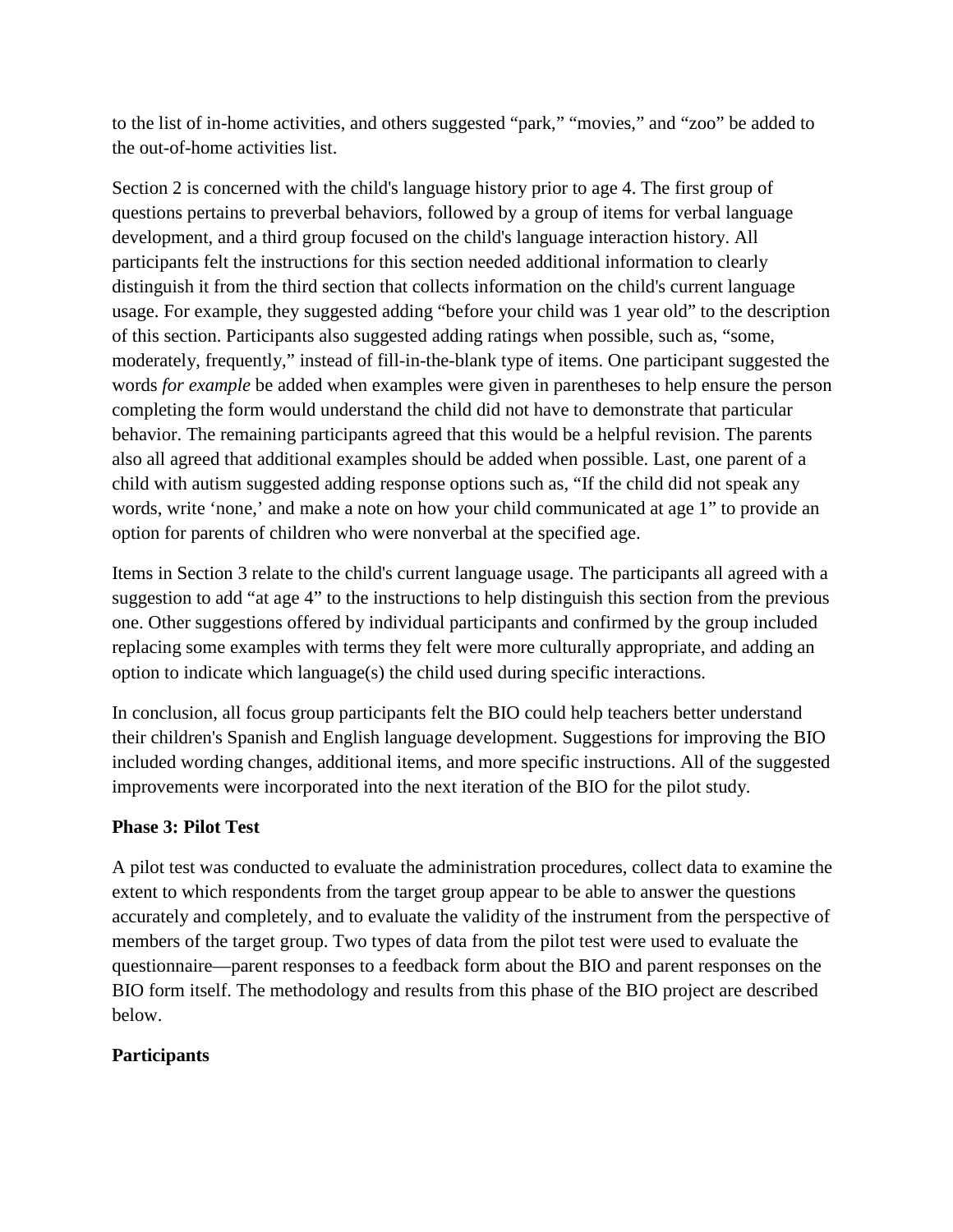to the list of in-home activities, and others suggested "park," "movies," and "zoo" be added to the out-of-home activities list.

Section 2 is concerned with the child's language history prior to age 4. The first group of questions pertains to preverbal behaviors, followed by a group of items for verbal language development, and a third group focused on the child's language interaction history. All participants felt the instructions for this section needed additional information to clearly distinguish it from the third section that collects information on the child's current language usage. For example, they suggested adding "before your child was 1 year old" to the description of this section. Participants also suggested adding ratings when possible, such as, "some, moderately, frequently," instead of fill-in-the-blank type of items. One participant suggested the words *for example* be added when examples were given in parentheses to help ensure the person completing the form would understand the child did not have to demonstrate that particular behavior. The remaining participants agreed that this would be a helpful revision. The parents also all agreed that additional examples should be added when possible. Last, one parent of a child with autism suggested adding response options such as, "If the child did not speak any words, write 'none,' and make a note on how your child communicated at age 1" to provide an option for parents of children who were nonverbal at the specified age.

Items in Section 3 relate to the child's current language usage. The participants all agreed with a suggestion to add "at age 4" to the instructions to help distinguish this section from the previous one. Other suggestions offered by individual participants and confirmed by the group included replacing some examples with terms they felt were more culturally appropriate, and adding an option to indicate which language(s) the child used during specific interactions.

In conclusion, all focus group participants felt the BIO could help teachers better understand their children's Spanish and English language development. Suggestions for improving the BIO included wording changes, additional items, and more specific instructions. All of the suggested improvements were incorporated into the next iteration of the BIO for the pilot study.

## Phase 3: Pilot Test

A pilot test was conducted to evaluate the administration procedures, collect data to examine the extent to which respondents from the target group appear to be able to answer the questions accurately and completely, and to evaluate the validity of the instrument from the perspective of members of the target group. Two types of data from the pilot test were used to evaluate the questionnaire—parent responses to a feedback form about the BIO and parent responses on the BIO form itself. The methodology and results from this phase of the BIO project are described below.

### Participants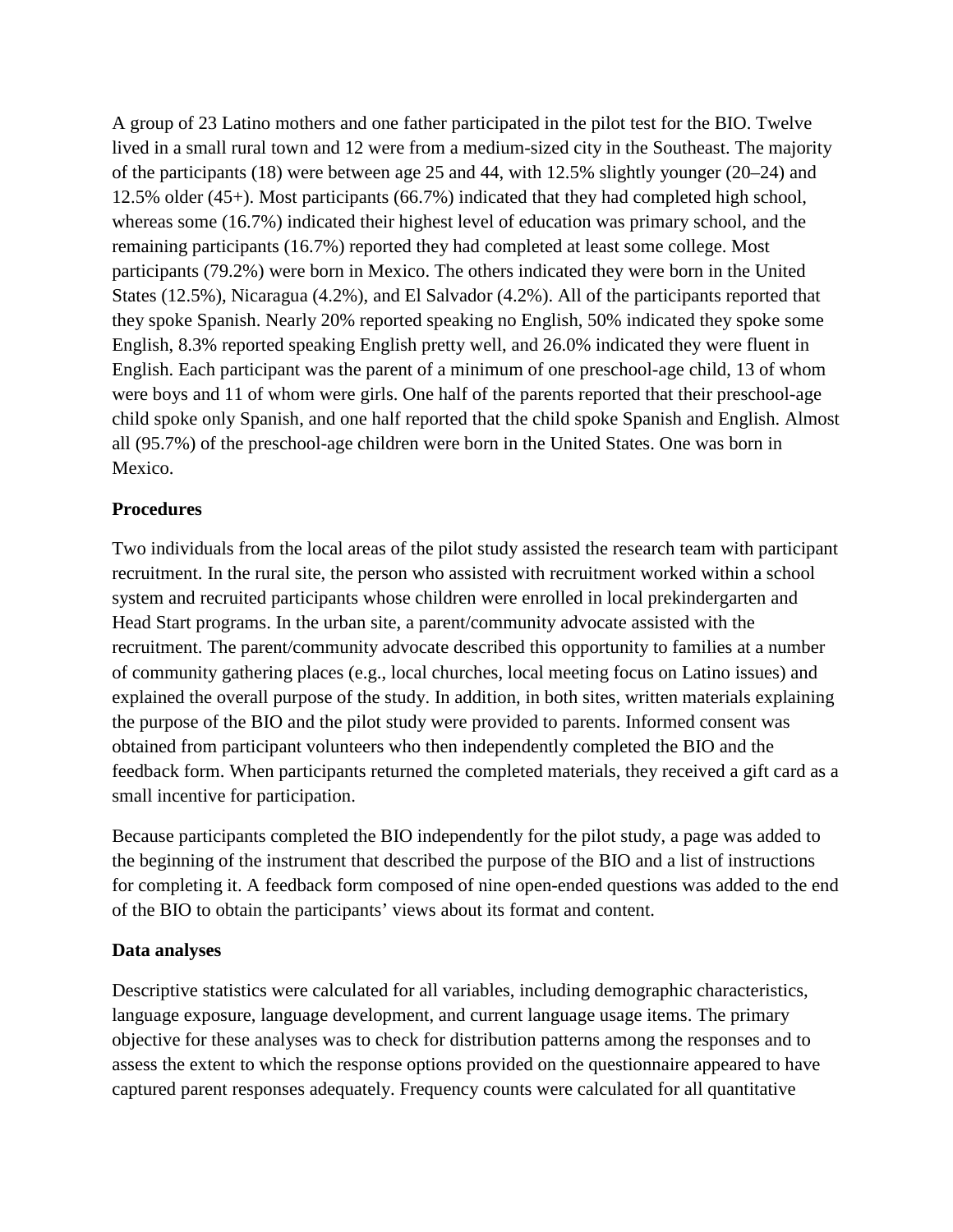A group of 23 Latino mothers and one father participated in the pilot test for the BIO. Twelve lived in a small rural town and 12 were from a medium-sized city in the Southeast. The majority of the participants (18) were between age 25 and 44, with 12.5% slightly younger (20–24) and 12.5% older (45+). Most participants (66.7%) indicated that they had completed high school, whereas some (16.7%) indicated their highest level of education was primary school, and the remaining participants (16.7%) reported they had completed at least some college. Most participants (79.2%) were born in Mexico. The others indicated they were born in the United States (12.5%), Nicaragua (4.2%), and El Salvador (4.2%). All of the participants reported that they spoke Spanish. Nearly 20% reported speaking no English, 50% indicated they spoke some English, 8.3% reported speaking English pretty well, and 26.0% indicated they were fluent in English. Each participant was the parent of a minimum of one preschool-age child, 13 of whom were boys and 11 of whom were girls. One half of the parents reported that their preschool-age child spoke only Spanish, and one half reported that the child spoke Spanish and English. Almost all (95.7%) of the preschool-age children were born in the United States. One was born in Mexico.

**Procedures**

Two individuals from the local areas of the pilot study assisted the research team with participant recruitment. In the rural site, the person who assisted with recruitment worked within a school system and recruited participants whose children were enrolled in local prekindergarten and Head Start programs. In the urban site, a parent/community advocate assisted with the recruitment. The parent/community advocate described this opportunity to families at a number of community gathering places (e.g., local churches, local meeting focus on Latino issues) and explained the overall purpose of the study. In addition, in both sites, written materials explaining the purpose of the BIO and the pilot study were provided to parents. Informed consent was obtained from participant volunteers who then independently completed the BIO and the feedback form. When participants returned the completed materials, they received a gift card as a small incentive for participation.

Because participants completed the BIO independently for the pilot study, a page was added to the beginning of the instrument that described the purpose of the BIO and a list of instructions for completing it. A feedback form composed of nine open-ended questions was added to the end of the BIO to obtain the participants' views about its format and content.

**Data analyses**

Descriptive statistics were calculated for all variables, including demographic characteristics, language exposure, language development, and current language usage items. The primary objective for these analyses was to check for distribution patterns among the responses and to assess the extent to which the response options provided on the questionnaire appeared to have captured parent responses adequately. Frequency counts were calculated for all quantitative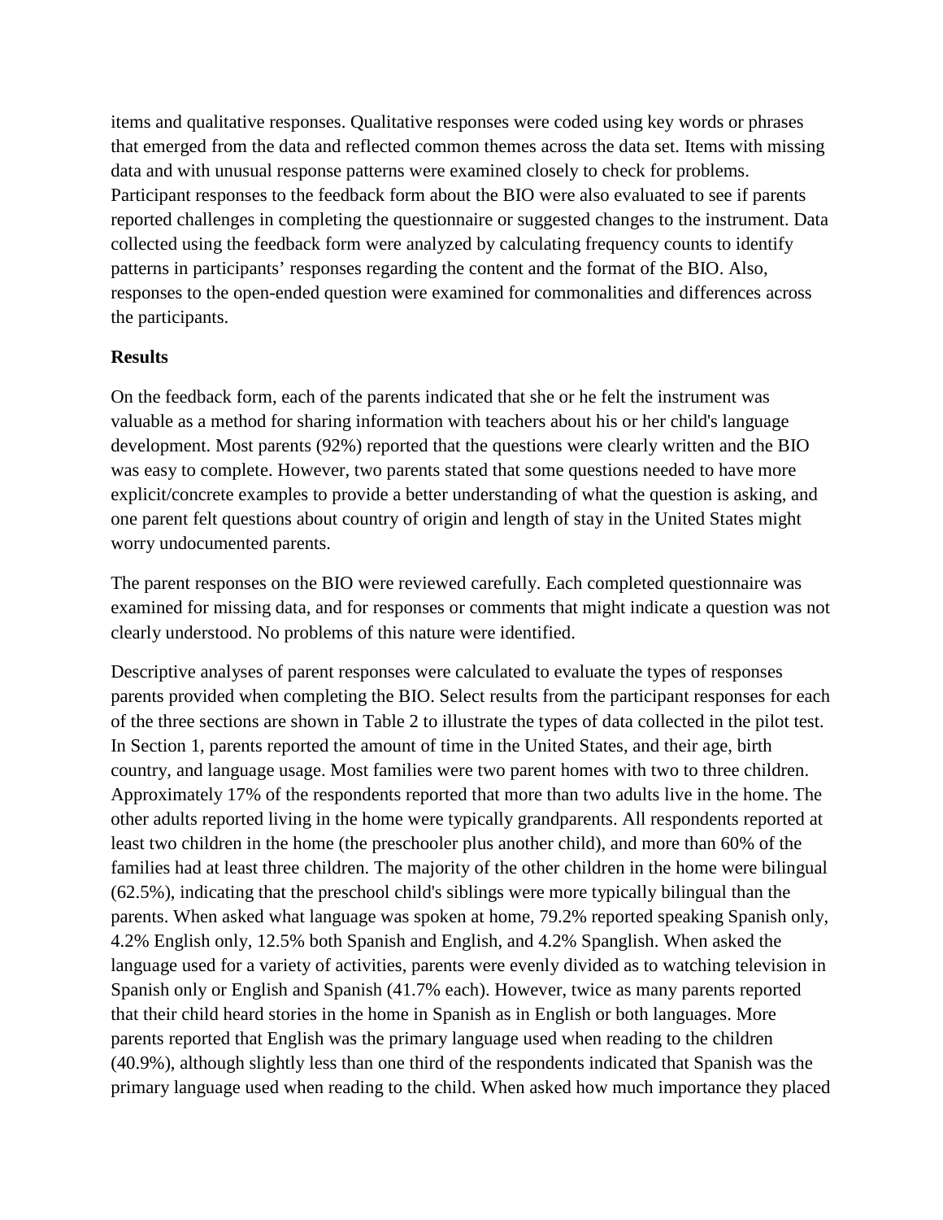items and qualitative responses. Qualitative responses were coded using key words or phrases that emerged from the data and reflected common themes across the data set. Items with missing data and with unusual response patterns were examined closely to check for problems. Participant responses to the feedback form about the BIO were also evaluated to see if parents reported challenges in completing the questionnaire or suggested changes to the instrument. Data collected using the feedback form were analyzed by calculating frequency counts to identify patterns in participants' responses regarding the content and the format of the BIO. Also, responses to the open-ended question were examined for commonalities and differences across the participants.

**Results**

On the feedback form, each of the parents indicated that she or he felt the instrument was valuable as a method for sharing information with teachers about his or her child's language development. Most parents (92%) reported that the questions were clearly written and the BIO was easy to complete. However, two parents stated that some questions needed to have more explicit/concrete examples to provide a better understanding of what the question is asking, and one parent felt questions about country of origin and length of stay in the United States might worry undocumented parents.

The parent responses on the BIO were reviewed carefully. Each completed questionnaire was examined for missing data, and for responses or comments that might indicate a question was not clearly understood. No problems of this nature were identified.

Descriptive analyses of parent responses were calculated to evaluate the types of responses parents provided when completing the BIO. Select results from the participant responses for each of the three sections are shown in Table 2 to illustrate the types of data collected in the pilot test. In Section 1, parents reported the amount of time in the United States, and their age, birth country, and language usage. Most families were two parent homes with two to three children. Approximately 17% of the respondents reported that more than two adults live in the home. The other adults reported living in the home were typically grandparents. All respondents reported at least two children in the home (the preschooler plus another child), and more than 60% of the families had at least three children. The majority of the other children in the home were bilingual (62.5%), indicating that the preschool child's siblings were more typically bilingual than the parents. When asked what language was spoken at home, 79.2% reported speaking Spanish only, 4.2% English only, 12.5% both Spanish and English, and 4.2% Spanglish. When asked the language used for a variety of activities, parents were evenly divided as to watching television in Spanish only or English and Spanish (41.7% each). However, twice as many parents reported that their child heard stories in the home in Spanish as in English or both languages. More parents reported that English was the primary language used when reading to the children (40.9%), although slightly less than one third of the respondents indicated that Spanish was the primary language used when reading to the child. When asked how much importance they placed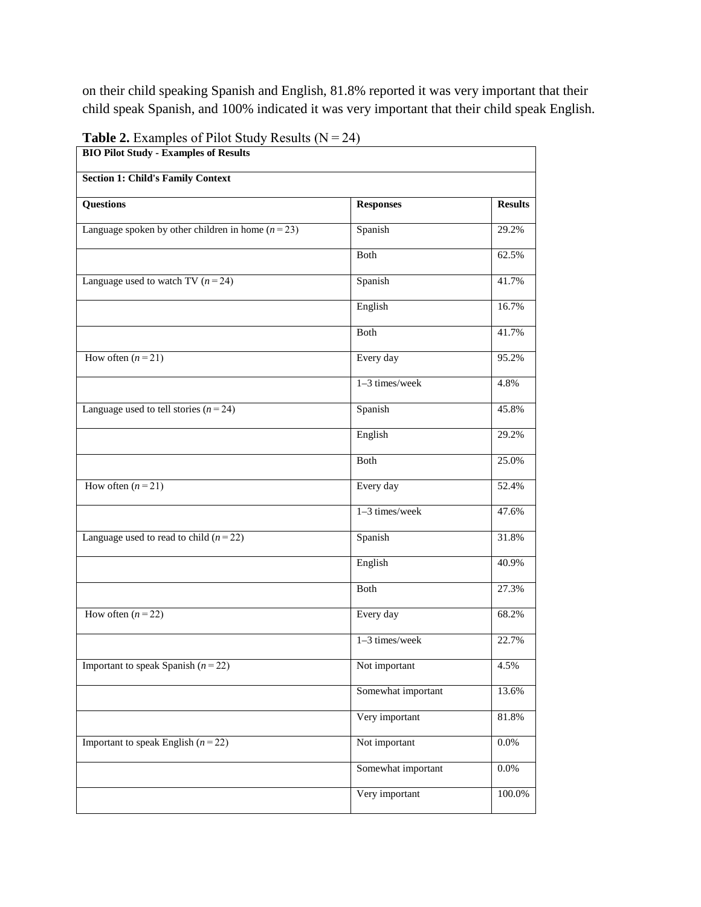on their child speaking Spanish and English, 81.8% reported it was very important that their child speak Spanish, and 100% indicated it was very important that their child speak English.

**Table 2.** Examples of Pilot Study Results (N = 24)

| **BIO Pilot Study - Examples of Results** | | |
|---|---|---|
| **Section 1: Child's Family Context** | | |
| **Questions** | **Responses** | **Results** |
| Language spoken by other children in home (*n* = 23) | Spanish | 29.2% |
| | Both | 62.5% |
| Language used to watch TV (*n* = 24) | Spanish | 41.7% |
| | English | 16.7% |
| | Both | 41.7% |
| How often (*n* = 21) | Every day | 95.2% |
| | 1–3 times/week | 4.8% |
| Language used to tell stories (*n* = 24) | Spanish | 45.8% |
| | English | 29.2% |
| | Both | 25.0% |
| How often (*n* = 21) | Every day | 52.4% |
| | 1–3 times/week | 47.6% |
| Language used to read to child (*n* = 22) | Spanish | 31.8% |
| | English | 40.9% |
| | Both | 27.3% |
| How often (*n* = 22) | Every day | 68.2% |
| | 1–3 times/week | 22.7% |
| Important to speak Spanish (*n* = 22) | Not important | 4.5% |
| | Somewhat important | 13.6% |
| | Very important | 81.8% |
| Important to speak English (*n* = 22) | Not important | 0.0% |
| | Somewhat important | 0.0% |
| | Very important | 100.0% |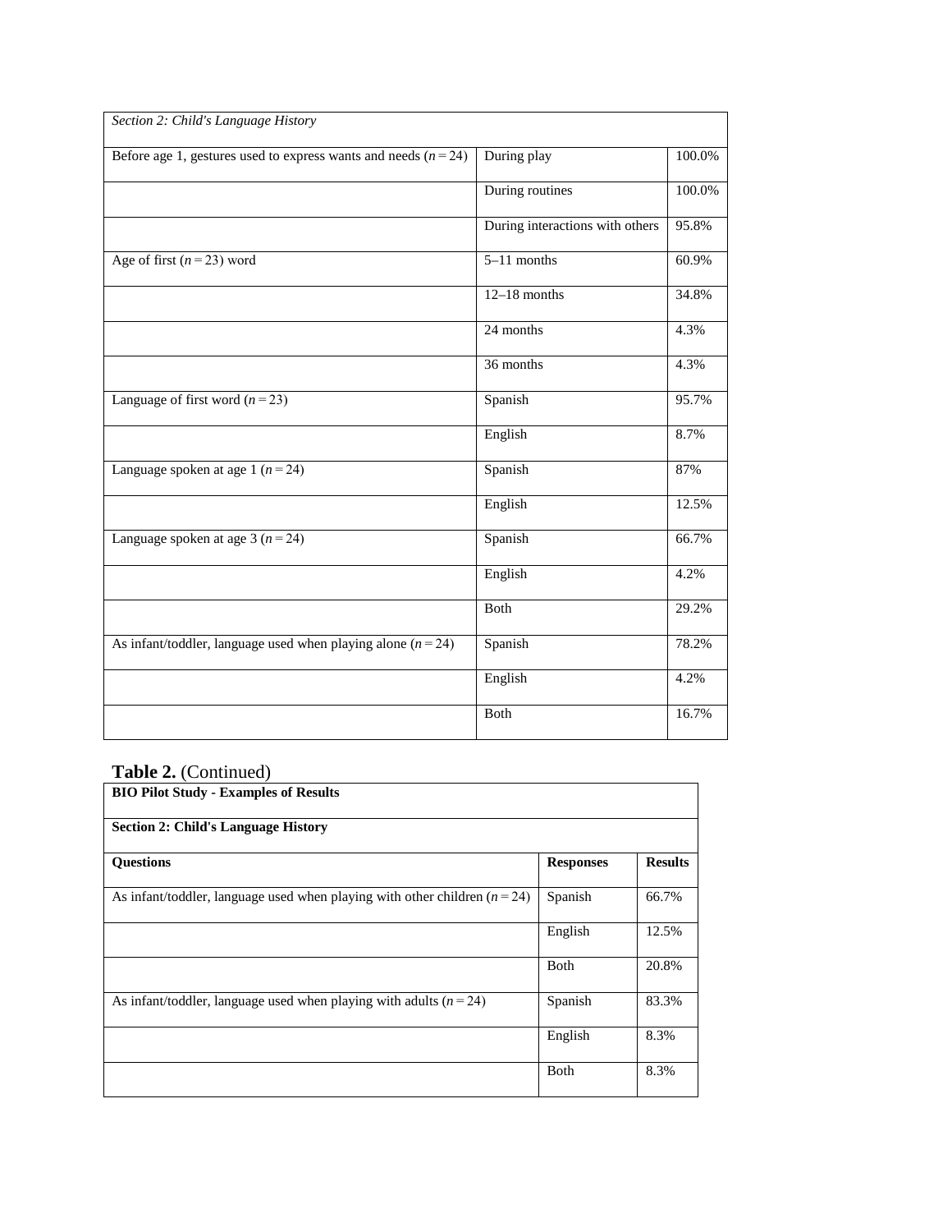| *Section 2: Child's Language History* | | |
|---|---|---|
| Before age 1, gestures used to express wants and needs ($n = 24$) | During play | 100.0% |
| | During routines | 100.0% |
| | During interactions with others | 95.8% |
| Age of first ($n = 23$) word | 5–11 months | 60.9% |
| | 12–18 months | 34.8% |
| | 24 months | 4.3% |
| | 36 months | 4.3% |
| Language of first word ($n = 23$) | Spanish | 95.7% |
| | English | 8.7% |
| Language spoken at age 1 ($n = 24$) | Spanish | 87% |
| | English | 12.5% |
| Language spoken at age 3 ($n = 24$) | Spanish | 66.7% |
| | English | 4.2% |
| | Both | 29.2% |
| As infant/toddler, language used when playing alone ($n = 24$) | Spanish | 78.2% |
| | English | 4.2% |
| | Both | 16.7% |

**Table 2.** (Continued)

| **BIO Pilot Study - Examples of Results** | | |
|---|---|---|
| **Section 2: Child's Language History** | | |
| **Questions** | **Responses** | **Results** |
| As infant/toddler, language used when playing with other children ($n = 24$) | Spanish | 66.7% |
| | English | 12.5% |
| | Both | 20.8% |
| As infant/toddler, language used when playing with adults ($n = 24$) | Spanish | 83.3% |
| | English | 8.3% |
| | Both | 8.3% |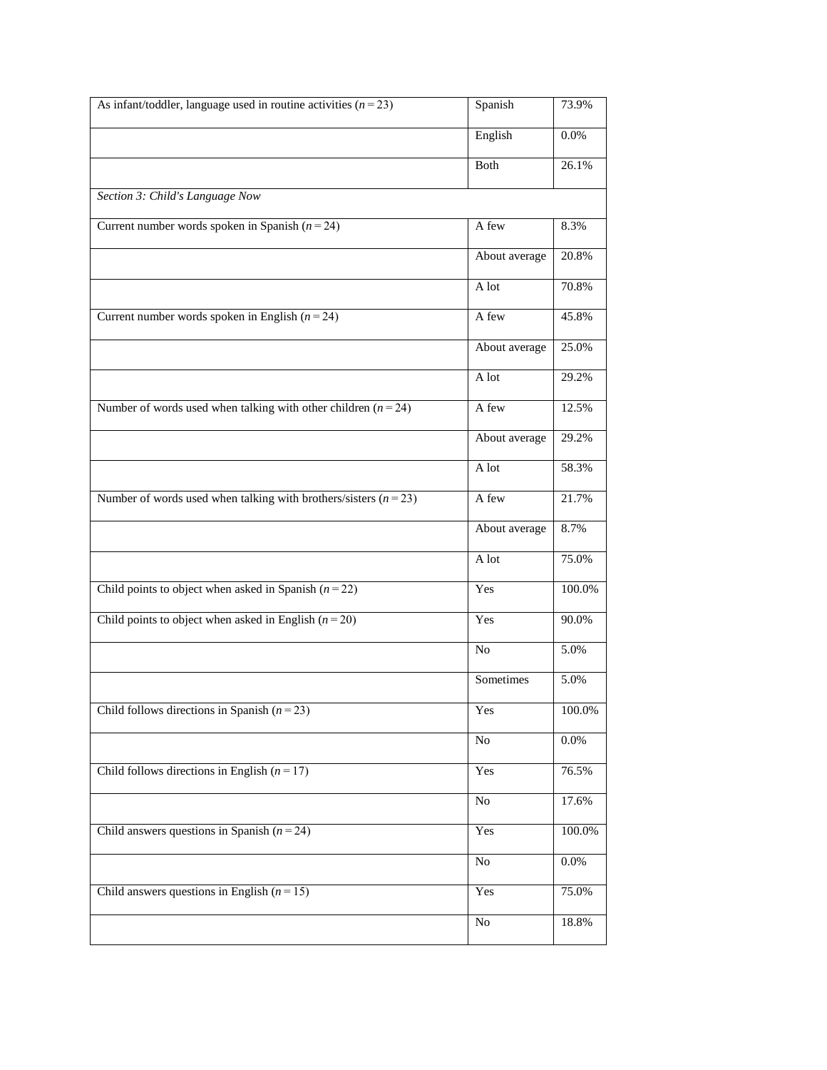| | | |
|---|---|---|
| As infant/toddler, language used in routine activities ($n = 23$) | Spanish | 73.9% |
| | English | 0.0% |
| | Both | 26.1% |
| *Section 3: Child's Language Now* | | |
| Current number words spoken in Spanish ($n = 24$) | A few | 8.3% |
| | About average | 20.8% |
| | A lot | 70.8% |
| Current number words spoken in English ($n = 24$) | A few | 45.8% |
| | About average | 25.0% |
| | A lot | 29.2% |
| Number of words used when talking with other children ($n = 24$) | A few | 12.5% |
| | About average | 29.2% |
| | A lot | 58.3% |
| Number of words used when talking with brothers/sisters ($n = 23$) | A few | 21.7% |
| | About average | 8.7% |
| | A lot | 75.0% |
| Child points to object when asked in Spanish ($n = 22$) | Yes | 100.0% |
| Child points to object when asked in English ($n = 20$) | Yes | 90.0% |
| | No | 5.0% |
| | Sometimes | 5.0% |
| Child follows directions in Spanish ($n = 23$) | Yes | 100.0% |
| | No | 0.0% |
| Child follows directions in English ($n = 17$) | Yes | 76.5% |
| | No | 17.6% |
| Child answers questions in Spanish ($n = 24$) | Yes | 100.0% |
| | No | 0.0% |
| Child answers questions in English ($n = 15$) | Yes | 75.0% |
| | No | 18.8% |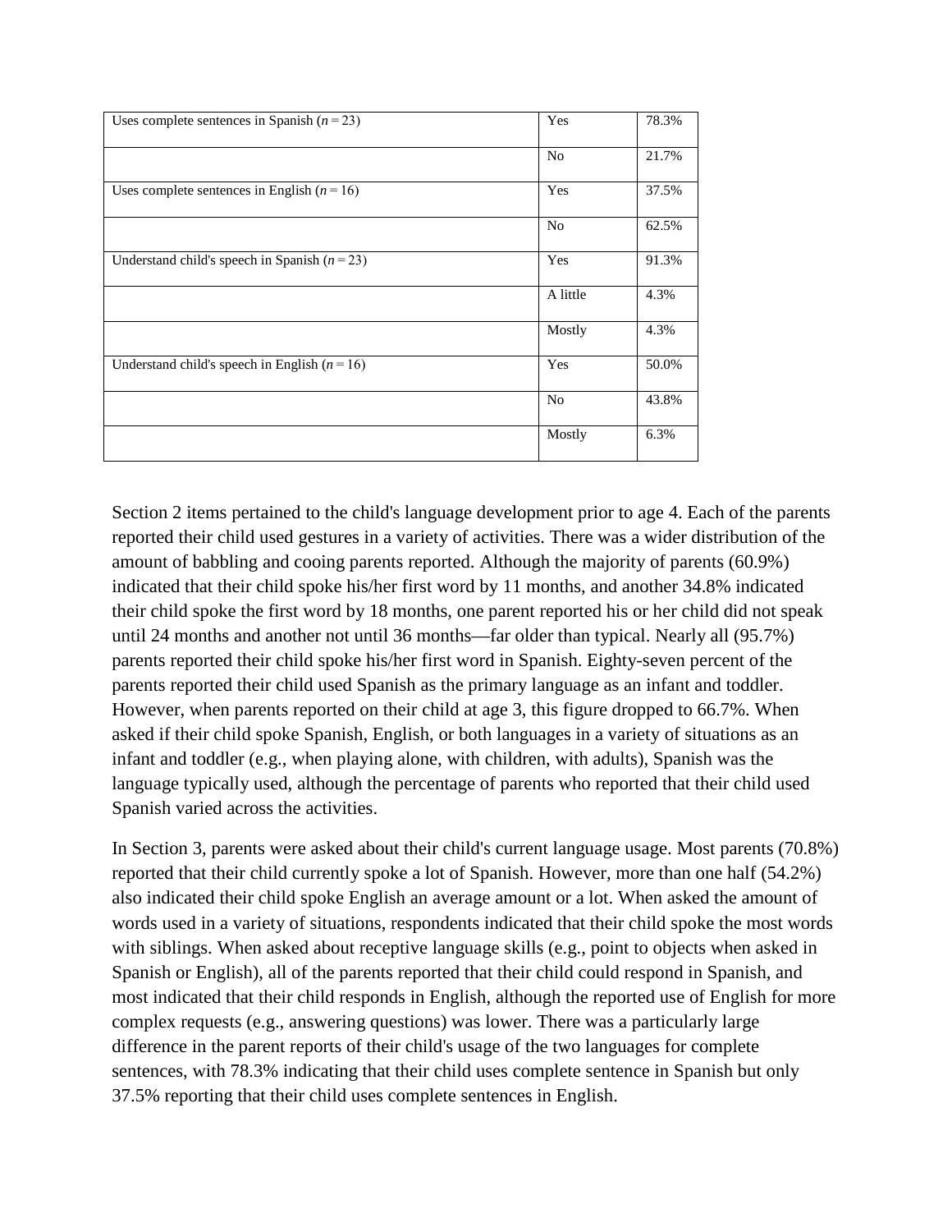| | | |
|---|---|---|
| Uses complete sentences in Spanish (*n* = 23) | Yes | 78.3% |
| | No | 21.7% |
| Uses complete sentences in English (*n* = 16) | Yes | 37.5% |
| | No | 62.5% |
| Understand child's speech in Spanish (*n* = 23) | Yes | 91.3% |
| | A little | 4.3% |
| | Mostly | 4.3% |
| Understand child's speech in English (*n* = 16) | Yes | 50.0% |
| | No | 43.8% |
| | Mostly | 6.3% |

Section 2 items pertained to the child's language development prior to age 4. Each of the parents reported their child used gestures in a variety of activities. There was a wider distribution of the amount of babbling and cooing parents reported. Although the majority of parents (60.9%) indicated that their child spoke his/her first word by 11 months, and another 34.8% indicated their child spoke the first word by 18 months, one parent reported his or her child did not speak until 24 months and another not until 36 months—far older than typical. Nearly all (95.7%) parents reported their child spoke his/her first word in Spanish. Eighty-seven percent of the parents reported their child used Spanish as the primary language as an infant and toddler. However, when parents reported on their child at age 3, this figure dropped to 66.7%. When asked if their child spoke Spanish, English, or both languages in a variety of situations as an infant and toddler (e.g., when playing alone, with children, with adults), Spanish was the language typically used, although the percentage of parents who reported that their child used Spanish varied across the activities.

In Section 3, parents were asked about their child's current language usage. Most parents (70.8%) reported that their child currently spoke a lot of Spanish. However, more than one half (54.2%) also indicated their child spoke English an average amount or a lot. When asked the amount of words used in a variety of situations, respondents indicated that their child spoke the most words with siblings. When asked about receptive language skills (e.g., point to objects when asked in Spanish or English), all of the parents reported that their child could respond in Spanish, and most indicated that their child responds in English, although the reported use of English for more complex requests (e.g., answering questions) was lower. There was a particularly large difference in the parent reports of their child's usage of the two languages for complete sentences, with 78.3% indicating that their child uses complete sentence in Spanish but only 37.5% reporting that their child uses complete sentences in English.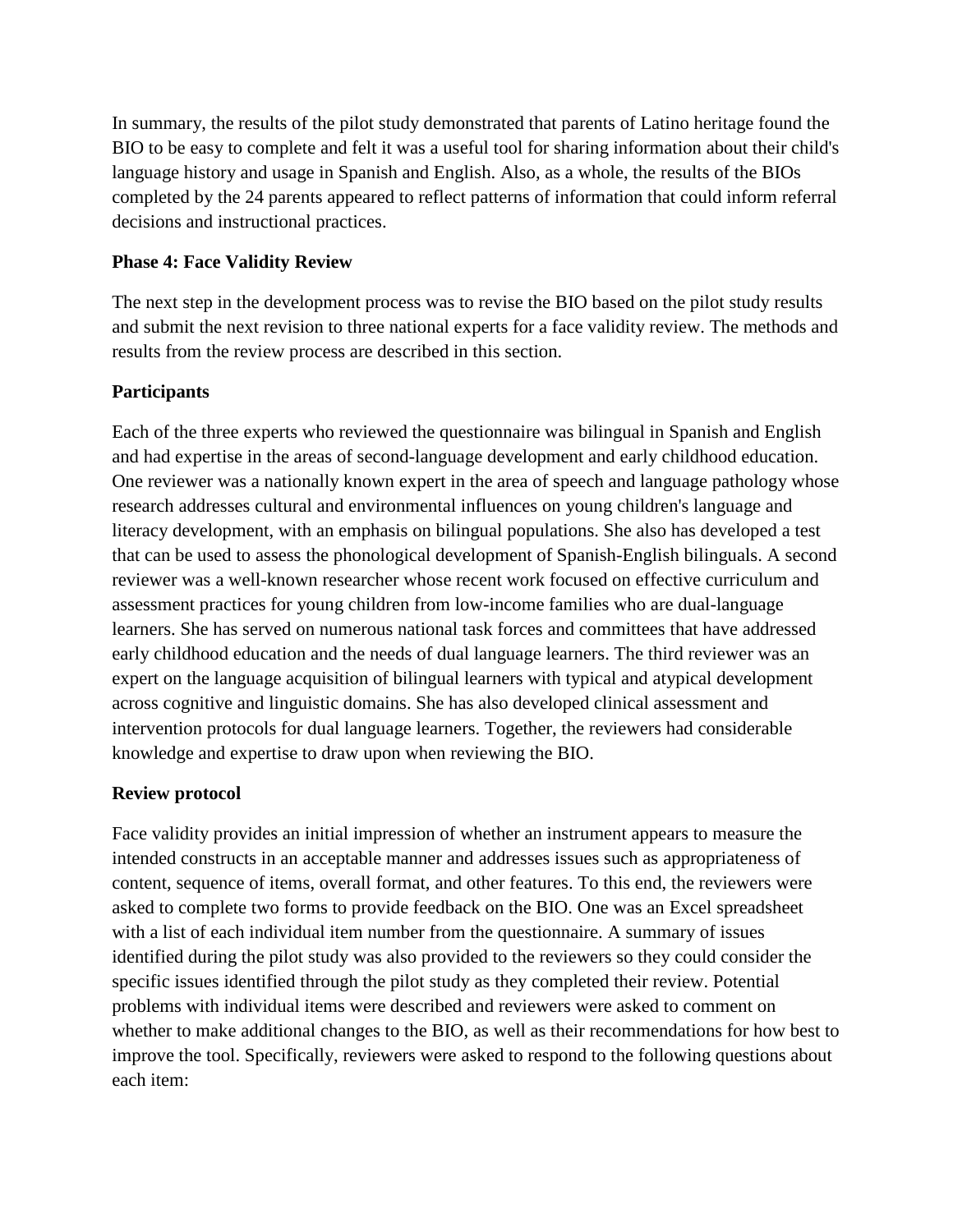In summary, the results of the pilot study demonstrated that parents of Latino heritage found the BIO to be easy to complete and felt it was a useful tool for sharing information about their child's language history and usage in Spanish and English. Also, as a whole, the results of the BIOs completed by the 24 parents appeared to reflect patterns of information that could inform referral decisions and instructional practices.

## Phase 4: Face Validity Review

The next step in the development process was to revise the BIO based on the pilot study results and submit the next revision to three national experts for a face validity review. The methods and results from the review process are described in this section.

### Participants

Each of the three experts who reviewed the questionnaire was bilingual in Spanish and English and had expertise in the areas of second-language development and early childhood education. One reviewer was a nationally known expert in the area of speech and language pathology whose research addresses cultural and environmental influences on young children's language and literacy development, with an emphasis on bilingual populations. She also has developed a test that can be used to assess the phonological development of Spanish-English bilinguals. A second reviewer was a well-known researcher whose recent work focused on effective curriculum and assessment practices for young children from low-income families who are dual-language learners. She has served on numerous national task forces and committees that have addressed early childhood education and the needs of dual language learners. The third reviewer was an expert on the language acquisition of bilingual learners with typical and atypical development across cognitive and linguistic domains. She has also developed clinical assessment and intervention protocols for dual language learners. Together, the reviewers had considerable knowledge and expertise to draw upon when reviewing the BIO.

### Review protocol

Face validity provides an initial impression of whether an instrument appears to measure the intended constructs in an acceptable manner and addresses issues such as appropriateness of content, sequence of items, overall format, and other features. To this end, the reviewers were asked to complete two forms to provide feedback on the BIO. One was an Excel spreadsheet with a list of each individual item number from the questionnaire. A summary of issues identified during the pilot study was also provided to the reviewers so they could consider the specific issues identified through the pilot study as they completed their review. Potential problems with individual items were described and reviewers were asked to comment on whether to make additional changes to the BIO, as well as their recommendations for how best to improve the tool. Specifically, reviewers were asked to respond to the following questions about each item: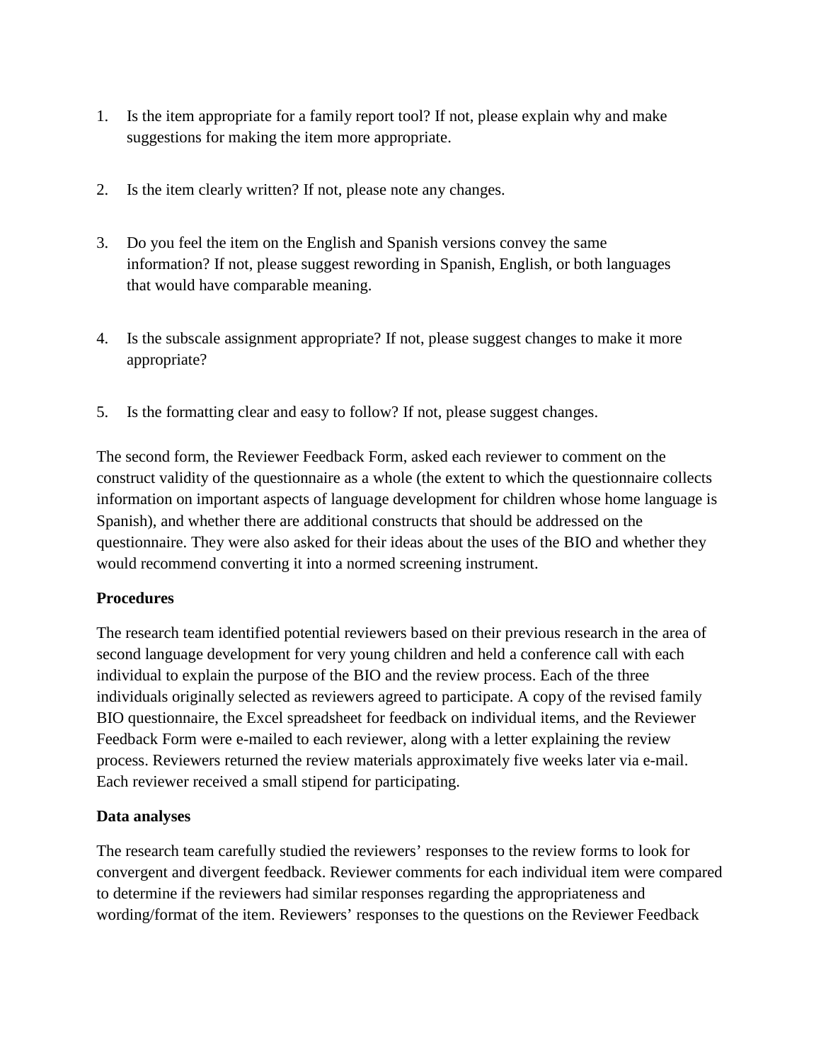1. Is the item appropriate for a family report tool? If not, please explain why and make suggestions for making the item more appropriate.

2. Is the item clearly written? If not, please note any changes.

3. Do you feel the item on the English and Spanish versions convey the same information? If not, please suggest rewording in Spanish, English, or both languages that would have comparable meaning.

4. Is the subscale assignment appropriate? If not, please suggest changes to make it more appropriate?

5. Is the formatting clear and easy to follow? If not, please suggest changes.

The second form, the Reviewer Feedback Form, asked each reviewer to comment on the construct validity of the questionnaire as a whole (the extent to which the questionnaire collects information on important aspects of language development for children whose home language is Spanish), and whether there are additional constructs that should be addressed on the questionnaire. They were also asked for their ideas about the uses of the BIO and whether they would recommend converting it into a normed screening instrument.

**Procedures**

The research team identified potential reviewers based on their previous research in the area of second language development for very young children and held a conference call with each individual to explain the purpose of the BIO and the review process. Each of the three individuals originally selected as reviewers agreed to participate. A copy of the revised family BIO questionnaire, the Excel spreadsheet for feedback on individual items, and the Reviewer Feedback Form were e-mailed to each reviewer, along with a letter explaining the review process. Reviewers returned the review materials approximately five weeks later via e-mail. Each reviewer received a small stipend for participating.

**Data analyses**

The research team carefully studied the reviewers' responses to the review forms to look for convergent and divergent feedback. Reviewer comments for each individual item were compared to determine if the reviewers had similar responses regarding the appropriateness and wording/format of the item. Reviewers' responses to the questions on the Reviewer Feedback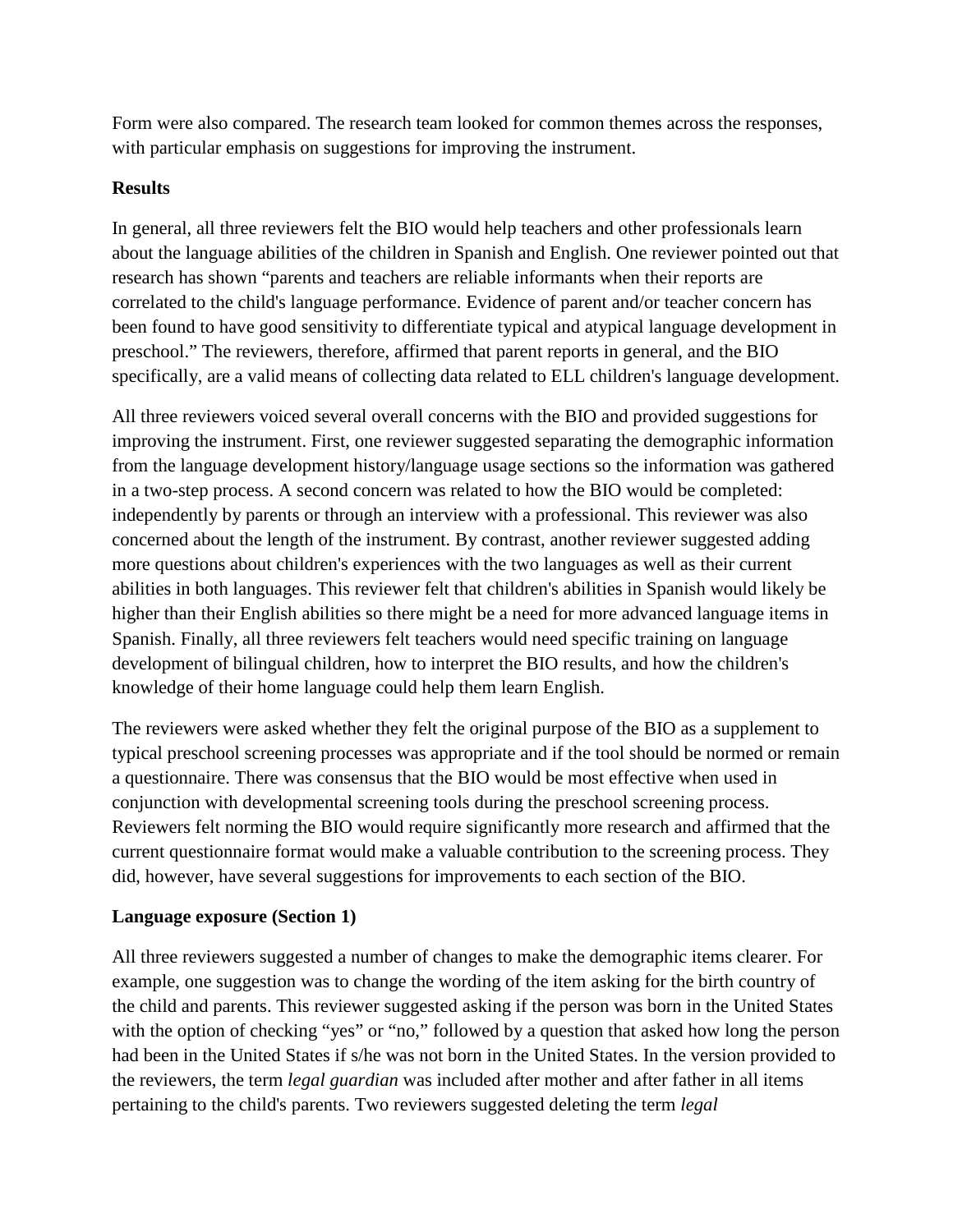Form were also compared. The research team looked for common themes across the responses, with particular emphasis on suggestions for improving the instrument.

**Results**

In general, all three reviewers felt the BIO would help teachers and other professionals learn about the language abilities of the children in Spanish and English. One reviewer pointed out that research has shown "parents and teachers are reliable informants when their reports are correlated to the child's language performance. Evidence of parent and/or teacher concern has been found to have good sensitivity to differentiate typical and atypical language development in preschool." The reviewers, therefore, affirmed that parent reports in general, and the BIO specifically, are a valid means of collecting data related to ELL children's language development.

All three reviewers voiced several overall concerns with the BIO and provided suggestions for improving the instrument. First, one reviewer suggested separating the demographic information from the language development history/language usage sections so the information was gathered in a two-step process. A second concern was related to how the BIO would be completed: independently by parents or through an interview with a professional. This reviewer was also concerned about the length of the instrument. By contrast, another reviewer suggested adding more questions about children's experiences with the two languages as well as their current abilities in both languages. This reviewer felt that children's abilities in Spanish would likely be higher than their English abilities so there might be a need for more advanced language items in Spanish. Finally, all three reviewers felt teachers would need specific training on language development of bilingual children, how to interpret the BIO results, and how the children's knowledge of their home language could help them learn English.

The reviewers were asked whether they felt the original purpose of the BIO as a supplement to typical preschool screening processes was appropriate and if the tool should be normed or remain a questionnaire. There was consensus that the BIO would be most effective when used in conjunction with developmental screening tools during the preschool screening process. Reviewers felt norming the BIO would require significantly more research and affirmed that the current questionnaire format would make a valuable contribution to the screening process. They did, however, have several suggestions for improvements to each section of the BIO.

**Language exposure (Section 1)**

All three reviewers suggested a number of changes to make the demographic items clearer. For example, one suggestion was to change the wording of the item asking for the birth country of the child and parents. This reviewer suggested asking if the person was born in the United States with the option of checking "yes" or "no," followed by a question that asked how long the person had been in the United States if s/he was not born in the United States. In the version provided to the reviewers, the term *legal guardian* was included after mother and after father in all items pertaining to the child's parents. Two reviewers suggested deleting the term *legal*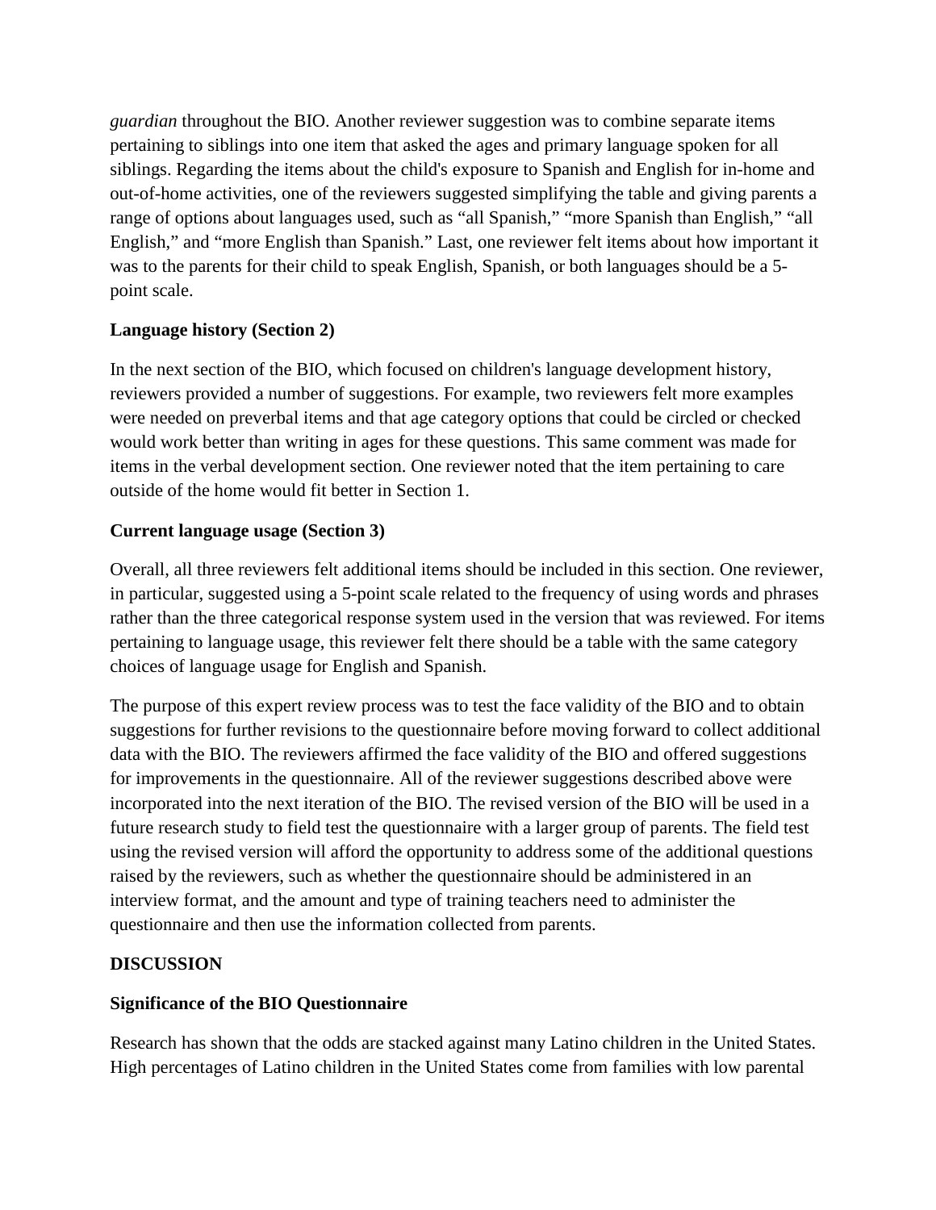*guardian* throughout the BIO. Another reviewer suggestion was to combine separate items pertaining to siblings into one item that asked the ages and primary language spoken for all siblings. Regarding the items about the child's exposure to Spanish and English for in-home and out-of-home activities, one of the reviewers suggested simplifying the table and giving parents a range of options about languages used, such as "all Spanish," "more Spanish than English," "all English," and "more English than Spanish." Last, one reviewer felt items about how important it was to the parents for their child to speak English, Spanish, or both languages should be a 5-point scale.

**Language history (Section 2)**

In the next section of the BIO, which focused on children's language development history, reviewers provided a number of suggestions. For example, two reviewers felt more examples were needed on preverbal items and that age category options that could be circled or checked would work better than writing in ages for these questions. This same comment was made for items in the verbal development section. One reviewer noted that the item pertaining to care outside of the home would fit better in Section 1.

**Current language usage (Section 3)**

Overall, all three reviewers felt additional items should be included in this section. One reviewer, in particular, suggested using a 5-point scale related to the frequency of using words and phrases rather than the three categorical response system used in the version that was reviewed. For items pertaining to language usage, this reviewer felt there should be a table with the same category choices of language usage for English and Spanish.

The purpose of this expert review process was to test the face validity of the BIO and to obtain suggestions for further revisions to the questionnaire before moving forward to collect additional data with the BIO. The reviewers affirmed the face validity of the BIO and offered suggestions for improvements in the questionnaire. All of the reviewer suggestions described above were incorporated into the next iteration of the BIO. The revised version of the BIO will be used in a future research study to field test the questionnaire with a larger group of parents. The field test using the revised version will afford the opportunity to address some of the additional questions raised by the reviewers, such as whether the questionnaire should be administered in an interview format, and the amount and type of training teachers need to administer the questionnaire and then use the information collected from parents.

## DISCUSSION

### Significance of the BIO Questionnaire

Research has shown that the odds are stacked against many Latino children in the United States. High percentages of Latino children in the United States come from families with low parental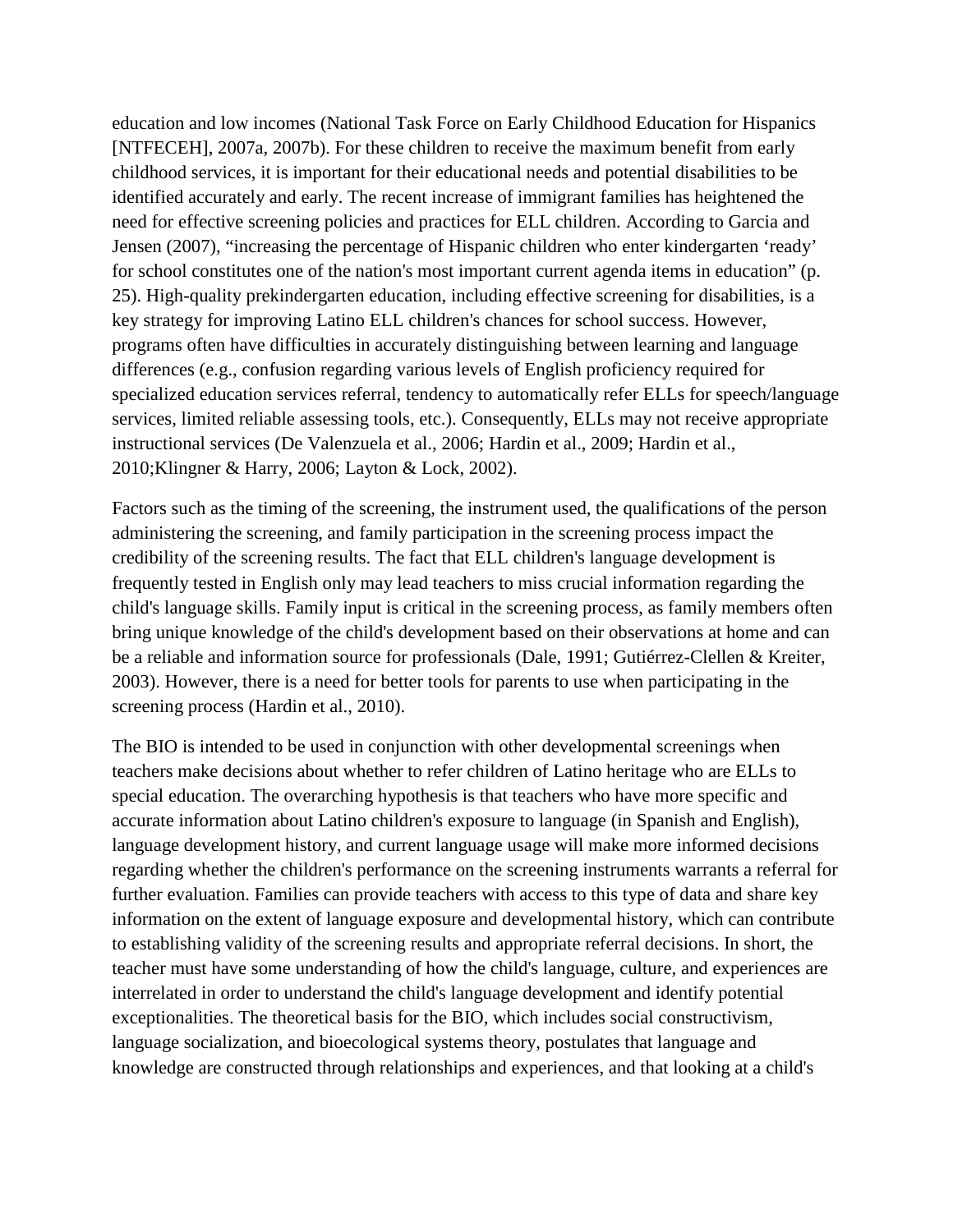education and low incomes (National Task Force on Early Childhood Education for Hispanics [NTFECEH], 2007a, 2007b). For these children to receive the maximum benefit from early childhood services, it is important for their educational needs and potential disabilities to be identified accurately and early. The recent increase of immigrant families has heightened the need for effective screening policies and practices for ELL children. According to Garcia and Jensen (2007), "increasing the percentage of Hispanic children who enter kindergarten 'ready' for school constitutes one of the nation's most important current agenda items in education" (p. 25). High-quality prekindergarten education, including effective screening for disabilities, is a key strategy for improving Latino ELL children's chances for school success. However, programs often have difficulties in accurately distinguishing between learning and language differences (e.g., confusion regarding various levels of English proficiency required for specialized education services referral, tendency to automatically refer ELLs for speech/language services, limited reliable assessing tools, etc.). Consequently, ELLs may not receive appropriate instructional services (De Valenzuela et al., 2006; Hardin et al., 2009; Hardin et al., 2010;Klingner & Harry, 2006; Layton & Lock, 2002).

Factors such as the timing of the screening, the instrument used, the qualifications of the person administering the screening, and family participation in the screening process impact the credibility of the screening results. The fact that ELL children's language development is frequently tested in English only may lead teachers to miss crucial information regarding the child's language skills. Family input is critical in the screening process, as family members often bring unique knowledge of the child's development based on their observations at home and can be a reliable and information source for professionals (Dale, 1991; Gutiérrez-Clellen & Kreiter, 2003). However, there is a need for better tools for parents to use when participating in the screening process (Hardin et al., 2010).

The BIO is intended to be used in conjunction with other developmental screenings when teachers make decisions about whether to refer children of Latino heritage who are ELLs to special education. The overarching hypothesis is that teachers who have more specific and accurate information about Latino children's exposure to language (in Spanish and English), language development history, and current language usage will make more informed decisions regarding whether the children's performance on the screening instruments warrants a referral for further evaluation. Families can provide teachers with access to this type of data and share key information on the extent of language exposure and developmental history, which can contribute to establishing validity of the screening results and appropriate referral decisions. In short, the teacher must have some understanding of how the child's language, culture, and experiences are interrelated in order to understand the child's language development and identify potential exceptionalities. The theoretical basis for the BIO, which includes social constructivism, language socialization, and bioecological systems theory, postulates that language and knowledge are constructed through relationships and experiences, and that looking at a child's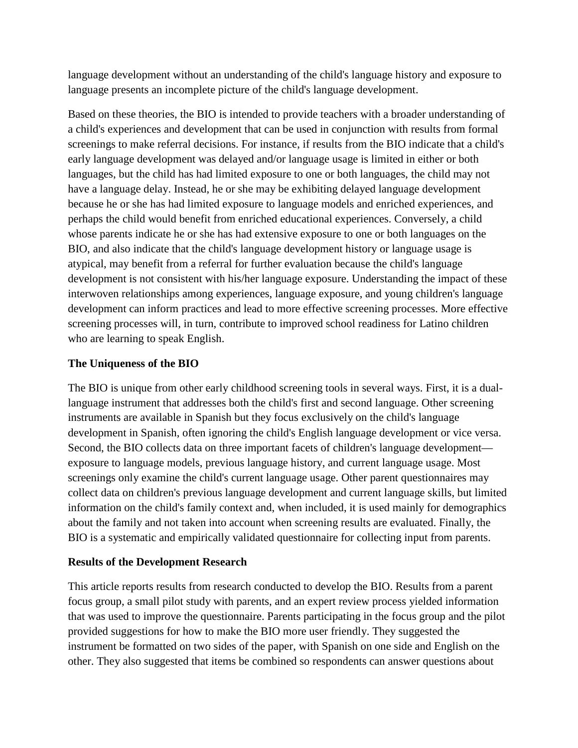language development without an understanding of the child's language history and exposure to language presents an incomplete picture of the child's language development.

Based on these theories, the BIO is intended to provide teachers with a broader understanding of a child's experiences and development that can be used in conjunction with results from formal screenings to make referral decisions. For instance, if results from the BIO indicate that a child's early language development was delayed and/or language usage is limited in either or both languages, but the child has had limited exposure to one or both languages, the child may not have a language delay. Instead, he or she may be exhibiting delayed language development because he or she has had limited exposure to language models and enriched experiences, and perhaps the child would benefit from enriched educational experiences. Conversely, a child whose parents indicate he or she has had extensive exposure to one or both languages on the BIO, and also indicate that the child's language development history or language usage is atypical, may benefit from a referral for further evaluation because the child's language development is not consistent with his/her language exposure. Understanding the impact of these interwoven relationships among experiences, language exposure, and young children's language development can inform practices and lead to more effective screening processes. More effective screening processes will, in turn, contribute to improved school readiness for Latino children who are learning to speak English.

### The Uniqueness of the BIO

The BIO is unique from other early childhood screening tools in several ways. First, it is a dual-language instrument that addresses both the child's first and second language. Other screening instruments are available in Spanish but they focus exclusively on the child's language development in Spanish, often ignoring the child's English language development or vice versa. Second, the BIO collects data on three important facets of children's language development—exposure to language models, previous language history, and current language usage. Most screenings only examine the child's current language usage. Other parent questionnaires may collect data on children's previous language development and current language skills, but limited information on the child's family context and, when included, it is used mainly for demographics about the family and not taken into account when screening results are evaluated. Finally, the BIO is a systematic and empirically validated questionnaire for collecting input from parents.

### Results of the Development Research

This article reports results from research conducted to develop the BIO. Results from a parent focus group, a small pilot study with parents, and an expert review process yielded information that was used to improve the questionnaire. Parents participating in the focus group and the pilot provided suggestions for how to make the BIO more user friendly. They suggested the instrument be formatted on two sides of the paper, with Spanish on one side and English on the other. They also suggested that items be combined so respondents can answer questions about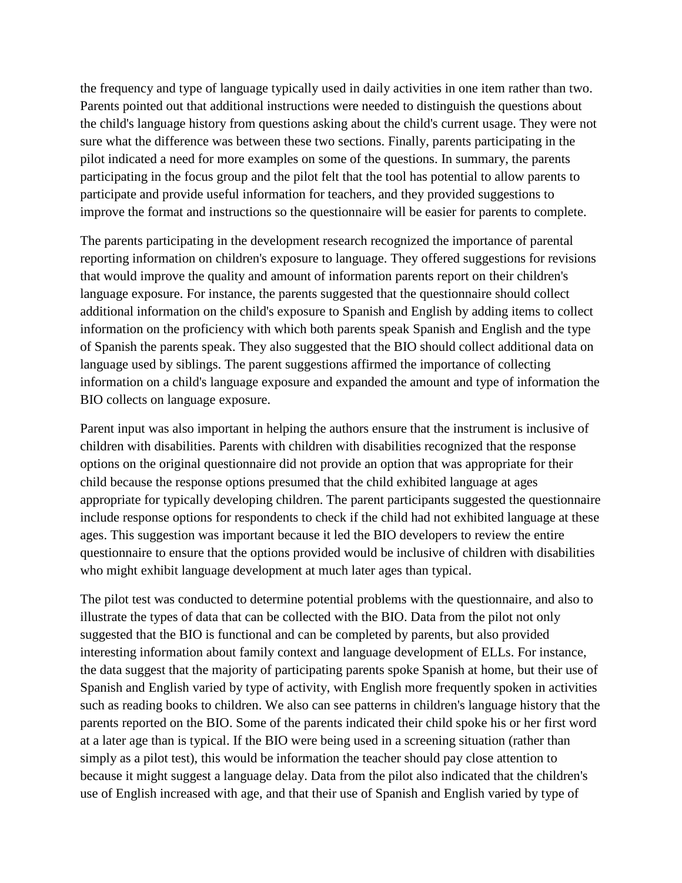the frequency and type of language typically used in daily activities in one item rather than two. Parents pointed out that additional instructions were needed to distinguish the questions about the child's language history from questions asking about the child's current usage. They were not sure what the difference was between these two sections. Finally, parents participating in the pilot indicated a need for more examples on some of the questions. In summary, the parents participating in the focus group and the pilot felt that the tool has potential to allow parents to participate and provide useful information for teachers, and they provided suggestions to improve the format and instructions so the questionnaire will be easier for parents to complete.

The parents participating in the development research recognized the importance of parental reporting information on children's exposure to language. They offered suggestions for revisions that would improve the quality and amount of information parents report on their children's language exposure. For instance, the parents suggested that the questionnaire should collect additional information on the child's exposure to Spanish and English by adding items to collect information on the proficiency with which both parents speak Spanish and English and the type of Spanish the parents speak. They also suggested that the BIO should collect additional data on language used by siblings. The parent suggestions affirmed the importance of collecting information on a child's language exposure and expanded the amount and type of information the BIO collects on language exposure.

Parent input was also important in helping the authors ensure that the instrument is inclusive of children with disabilities. Parents with children with disabilities recognized that the response options on the original questionnaire did not provide an option that was appropriate for their child because the response options presumed that the child exhibited language at ages appropriate for typically developing children. The parent participants suggested the questionnaire include response options for respondents to check if the child had not exhibited language at these ages. This suggestion was important because it led the BIO developers to review the entire questionnaire to ensure that the options provided would be inclusive of children with disabilities who might exhibit language development at much later ages than typical.

The pilot test was conducted to determine potential problems with the questionnaire, and also to illustrate the types of data that can be collected with the BIO. Data from the pilot not only suggested that the BIO is functional and can be completed by parents, but also provided interesting information about family context and language development of ELLs. For instance, the data suggest that the majority of participating parents spoke Spanish at home, but their use of Spanish and English varied by type of activity, with English more frequently spoken in activities such as reading books to children. We also can see patterns in children's language history that the parents reported on the BIO. Some of the parents indicated their child spoke his or her first word at a later age than is typical. If the BIO were being used in a screening situation (rather than simply as a pilot test), this would be information the teacher should pay close attention to because it might suggest a language delay. Data from the pilot also indicated that the children's use of English increased with age, and that their use of Spanish and English varied by type of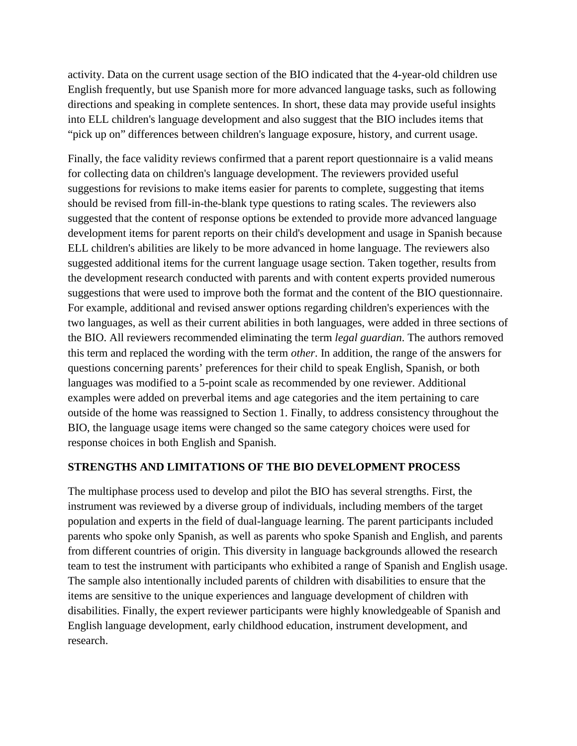activity. Data on the current usage section of the BIO indicated that the 4-year-old children use English frequently, but use Spanish more for more advanced language tasks, such as following directions and speaking in complete sentences. In short, these data may provide useful insights into ELL children's language development and also suggest that the BIO includes items that "pick up on" differences between children's language exposure, history, and current usage.

Finally, the face validity reviews confirmed that a parent report questionnaire is a valid means for collecting data on children's language development. The reviewers provided useful suggestions for revisions to make items easier for parents to complete, suggesting that items should be revised from fill-in-the-blank type questions to rating scales. The reviewers also suggested that the content of response options be extended to provide more advanced language development items for parent reports on their child's development and usage in Spanish because ELL children's abilities are likely to be more advanced in home language. The reviewers also suggested additional items for the current language usage section. Taken together, results from the development research conducted with parents and with content experts provided numerous suggestions that were used to improve both the format and the content of the BIO questionnaire. For example, additional and revised answer options regarding children's experiences with the two languages, as well as their current abilities in both languages, were added in three sections of the BIO. All reviewers recommended eliminating the term *legal guardian*. The authors removed this term and replaced the wording with the term *other*. In addition, the range of the answers for questions concerning parents' preferences for their child to speak English, Spanish, or both languages was modified to a 5-point scale as recommended by one reviewer. Additional examples were added on preverbal items and age categories and the item pertaining to care outside of the home was reassigned to Section 1. Finally, to address consistency throughout the BIO, the language usage items were changed so the same category choices were used for response choices in both English and Spanish.

## STRENGTHS AND LIMITATIONS OF THE BIO DEVELOPMENT PROCESS

The multiphase process used to develop and pilot the BIO has several strengths. First, the instrument was reviewed by a diverse group of individuals, including members of the target population and experts in the field of dual-language learning. The parent participants included parents who spoke only Spanish, as well as parents who spoke Spanish and English, and parents from different countries of origin. This diversity in language backgrounds allowed the research team to test the instrument with participants who exhibited a range of Spanish and English usage. The sample also intentionally included parents of children with disabilities to ensure that the items are sensitive to the unique experiences and language development of children with disabilities. Finally, the expert reviewer participants were highly knowledgeable of Spanish and English language development, early childhood education, instrument development, and research.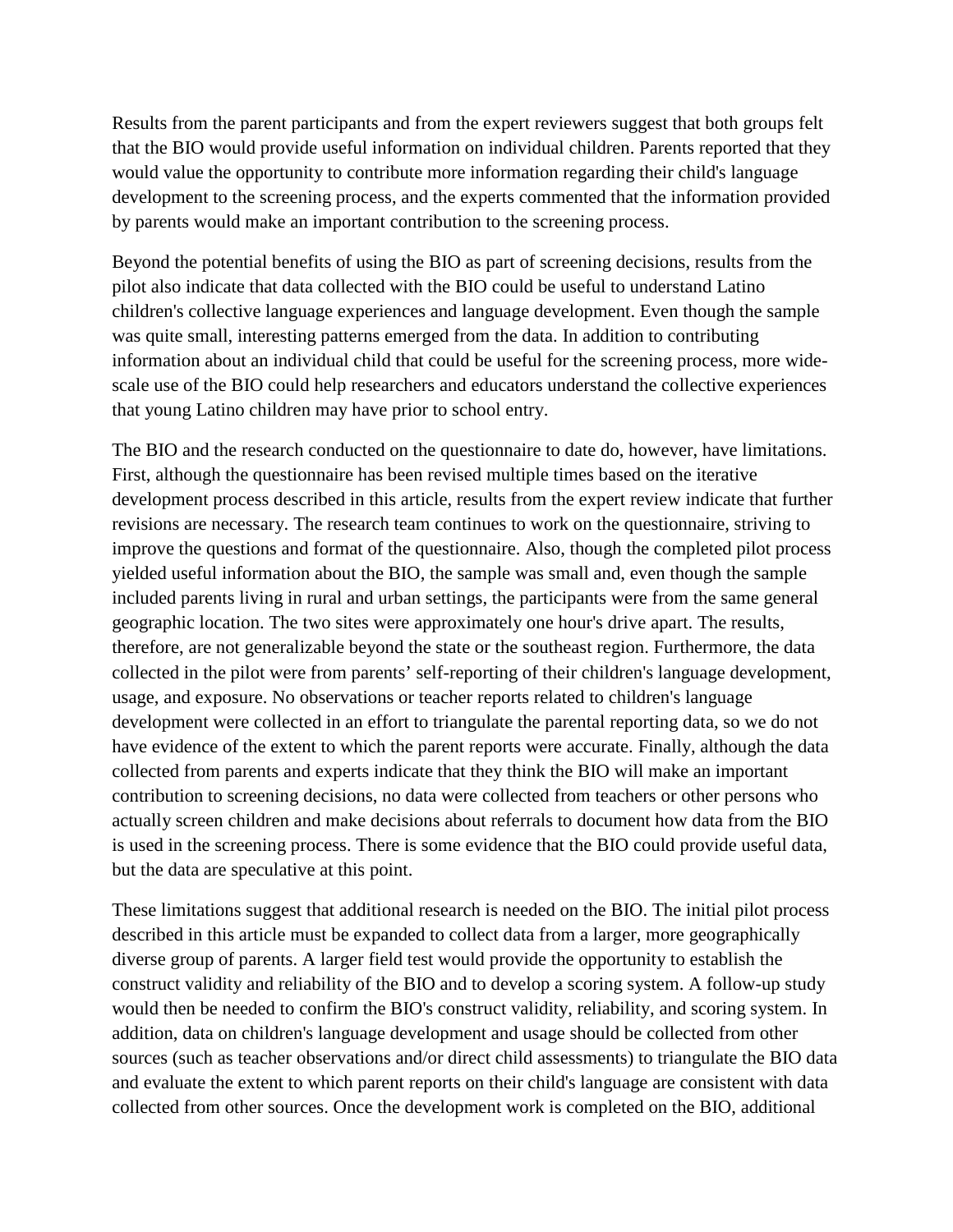Results from the parent participants and from the expert reviewers suggest that both groups felt that the BIO would provide useful information on individual children. Parents reported that they would value the opportunity to contribute more information regarding their child's language development to the screening process, and the experts commented that the information provided by parents would make an important contribution to the screening process.

Beyond the potential benefits of using the BIO as part of screening decisions, results from the pilot also indicate that data collected with the BIO could be useful to understand Latino children's collective language experiences and language development. Even though the sample was quite small, interesting patterns emerged from the data. In addition to contributing information about an individual child that could be useful for the screening process, more wide-scale use of the BIO could help researchers and educators understand the collective experiences that young Latino children may have prior to school entry.

The BIO and the research conducted on the questionnaire to date do, however, have limitations. First, although the questionnaire has been revised multiple times based on the iterative development process described in this article, results from the expert review indicate that further revisions are necessary. The research team continues to work on the questionnaire, striving to improve the questions and format of the questionnaire. Also, though the completed pilot process yielded useful information about the BIO, the sample was small and, even though the sample included parents living in rural and urban settings, the participants were from the same general geographic location. The two sites were approximately one hour's drive apart. The results, therefore, are not generalizable beyond the state or the southeast region. Furthermore, the data collected in the pilot were from parents' self-reporting of their children's language development, usage, and exposure. No observations or teacher reports related to children's language development were collected in an effort to triangulate the parental reporting data, so we do not have evidence of the extent to which the parent reports were accurate. Finally, although the data collected from parents and experts indicate that they think the BIO will make an important contribution to screening decisions, no data were collected from teachers or other persons who actually screen children and make decisions about referrals to document how data from the BIO is used in the screening process. There is some evidence that the BIO could provide useful data, but the data are speculative at this point.

These limitations suggest that additional research is needed on the BIO. The initial pilot process described in this article must be expanded to collect data from a larger, more geographically diverse group of parents. A larger field test would provide the opportunity to establish the construct validity and reliability of the BIO and to develop a scoring system. A follow-up study would then be needed to confirm the BIO's construct validity, reliability, and scoring system. In addition, data on children's language development and usage should be collected from other sources (such as teacher observations and/or direct child assessments) to triangulate the BIO data and evaluate the extent to which parent reports on their child's language are consistent with data collected from other sources. Once the development work is completed on the BIO, additional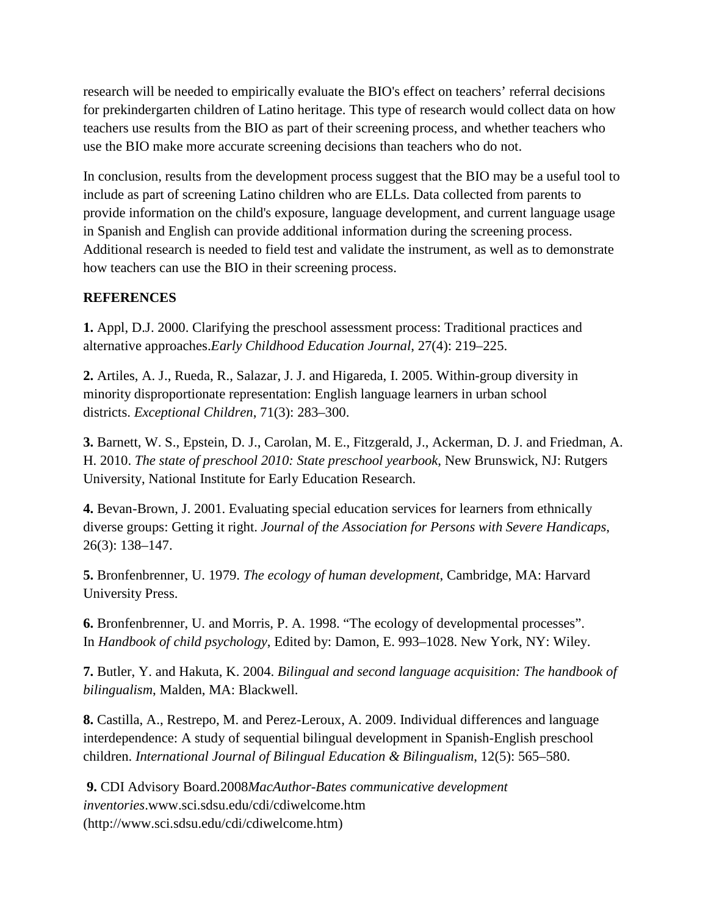research will be needed to empirically evaluate the BIO's effect on teachers' referral decisions for prekindergarten children of Latino heritage. This type of research would collect data on how teachers use results from the BIO as part of their screening process, and whether teachers who use the BIO make more accurate screening decisions than teachers who do not.

In conclusion, results from the development process suggest that the BIO may be a useful tool to include as part of screening Latino children who are ELLs. Data collected from parents to provide information on the child's exposure, language development, and current language usage in Spanish and English can provide additional information during the screening process. Additional research is needed to field test and validate the instrument, as well as to demonstrate how teachers can use the BIO in their screening process.

## REFERENCES

**1.** Appl, D.J. 2000. Clarifying the preschool assessment process: Traditional practices and alternative approaches.*Early Childhood Education Journal*, 27(4): 219–225.

**2.** Artiles, A. J., Rueda, R., Salazar, J. J. and Higareda, I. 2005. Within-group diversity in minority disproportionate representation: English language learners in urban school districts. *Exceptional Children*, 71(3): 283–300.

**3.** Barnett, W. S., Epstein, D. J., Carolan, M. E., Fitzgerald, J., Ackerman, D. J. and Friedman, A. H. 2010. *The state of preschool 2010: State preschool yearbook*, New Brunswick, NJ: Rutgers University, National Institute for Early Education Research.

**4.** Bevan-Brown, J. 2001. Evaluating special education services for learners from ethnically diverse groups: Getting it right. *Journal of the Association for Persons with Severe Handicaps*, 26(3): 138–147.

**5.** Bronfenbrenner, U. 1979. *The ecology of human development*, Cambridge, MA: Harvard University Press.

**6.** Bronfenbrenner, U. and Morris, P. A. 1998. "The ecology of developmental processes". In *Handbook of child psychology*, Edited by: Damon, E. 993–1028. New York, NY: Wiley.

**7.** Butler, Y. and Hakuta, K. 2004. *Bilingual and second language acquisition: The handbook of bilingualism*, Malden, MA: Blackwell.

**8.** Castilla, A., Restrepo, M. and Perez-Leroux, A. 2009. Individual differences and language interdependence: A study of sequential bilingual development in Spanish-English preschool children. *International Journal of Bilingual Education & Bilingualism*, 12(5): 565–580.

**9.** CDI Advisory Board.2008*MacAuthor-Bates communicative development inventories*.www.sci.sdsu.edu/cdi/cdiwelcome.htm (http://www.sci.sdsu.edu/cdi/cdiwelcome.htm)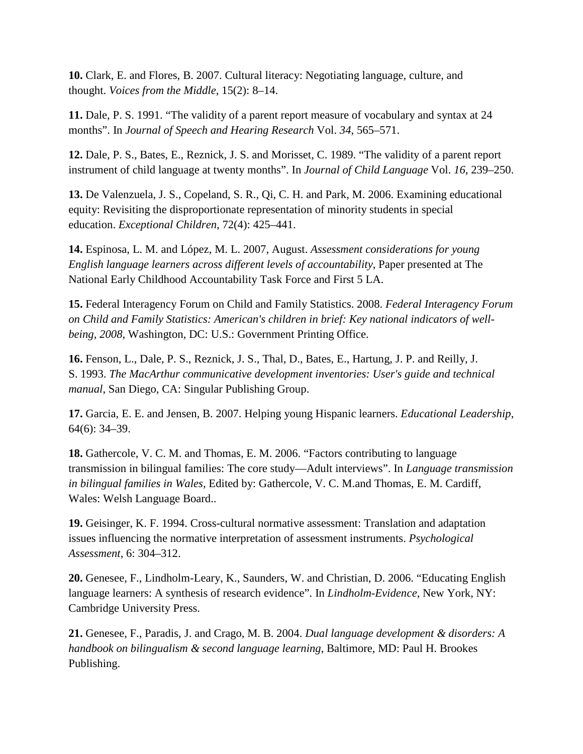**10.** Clark, E. and Flores, B. 2007. Cultural literacy: Negotiating language, culture, and thought. *Voices from the Middle*, 15(2): 8–14.

**11.** Dale, P. S. 1991. "The validity of a parent report measure of vocabulary and syntax at 24 months". In *Journal of Speech and Hearing Research* Vol. *34*, 565–571.

**12.** Dale, P. S., Bates, E., Reznick, J. S. and Morisset, C. 1989. "The validity of a parent report instrument of child language at twenty months". In *Journal of Child Language* Vol. *16*, 239–250.

**13.** De Valenzuela, J. S., Copeland, S. R., Qi, C. H. and Park, M. 2006. Examining educational equity: Revisiting the disproportionate representation of minority students in special education. *Exceptional Children*, 72(4): 425–441.

**14.** Espinosa, L. M. and López, M. L. 2007, August. *Assessment considerations for young English language learners across different levels of accountability*, Paper presented at The National Early Childhood Accountability Task Force and First 5 LA.

**15.** Federal Interagency Forum on Child and Family Statistics. 2008. *Federal Interagency Forum on Child and Family Statistics: American's children in brief: Key national indicators of well-being, 2008*, Washington, DC: U.S.: Government Printing Office.

**16.** Fenson, L., Dale, P. S., Reznick, J. S., Thal, D., Bates, E., Hartung, J. P. and Reilly, J. S. 1993. *The MacArthur communicative development inventories: User's guide and technical manual*, San Diego, CA: Singular Publishing Group.

**17.** Garcia, E. E. and Jensen, B. 2007. Helping young Hispanic learners. *Educational Leadership*, 64(6): 34–39.

**18.** Gathercole, V. C. M. and Thomas, E. M. 2006. "Factors contributing to language transmission in bilingual families: The core study—Adult interviews". In *Language transmission in bilingual families in Wales*, Edited by: Gathercole, V. C. M.and Thomas, E. M. Cardiff, Wales: Welsh Language Board..

**19.** Geisinger, K. F. 1994. Cross-cultural normative assessment: Translation and adaptation issues influencing the normative interpretation of assessment instruments. *Psychological Assessment*, 6: 304–312.

**20.** Genesee, F., Lindholm-Leary, K., Saunders, W. and Christian, D. 2006. "Educating English language learners: A synthesis of research evidence". In *Lindholm-Evidence*, New York, NY: Cambridge University Press.

**21.** Genesee, F., Paradis, J. and Crago, M. B. 2004. *Dual language development & disorders: A handbook on bilingualism & second language learning*, Baltimore, MD: Paul H. Brookes Publishing.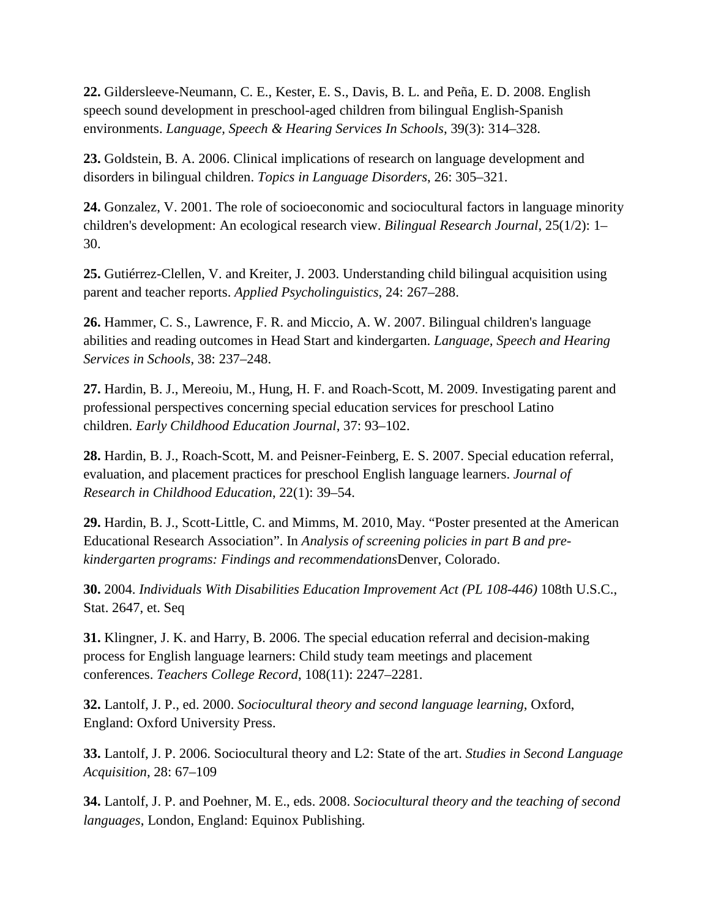**22.** Gildersleeve-Neumann, C. E., Kester, E. S., Davis, B. L. and Peña, E. D. 2008. English speech sound development in preschool-aged children from bilingual English-Spanish environments. *Language, Speech & Hearing Services In Schools*, 39(3): 314–328.

**23.** Goldstein, B. A. 2006. Clinical implications of research on language development and disorders in bilingual children. *Topics in Language Disorders*, 26: 305–321.

**24.** Gonzalez, V. 2001. The role of socioeconomic and sociocultural factors in language minority children's development: An ecological research view. *Bilingual Research Journal*, 25(1/2): 1–30.

**25.** Gutiérrez-Clellen, V. and Kreiter, J. 2003. Understanding child bilingual acquisition using parent and teacher reports. *Applied Psycholinguistics*, 24: 267–288.

**26.** Hammer, C. S., Lawrence, F. R. and Miccio, A. W. 2007. Bilingual children's language abilities and reading outcomes in Head Start and kindergarten. *Language, Speech and Hearing Services in Schools*, 38: 237–248.

**27.** Hardin, B. J., Mereoiu, M., Hung, H. F. and Roach-Scott, M. 2009. Investigating parent and professional perspectives concerning special education services for preschool Latino children. *Early Childhood Education Journal*, 37: 93–102.

**28.** Hardin, B. J., Roach-Scott, M. and Peisner-Feinberg, E. S. 2007. Special education referral, evaluation, and placement practices for preschool English language learners. *Journal of Research in Childhood Education*, 22(1): 39–54.

**29.** Hardin, B. J., Scott-Little, C. and Mimms, M. 2010, May. "Poster presented at the American Educational Research Association". In *Analysis of screening policies in part B and pre-kindergarten programs: Findings and recommendations*Denver, Colorado.

**30.** 2004. *Individuals With Disabilities Education Improvement Act (PL 108-446)* 108th U.S.C., Stat. 2647, et. Seq

**31.** Klingner, J. K. and Harry, B. 2006. The special education referral and decision-making process for English language learners: Child study team meetings and placement conferences. *Teachers College Record*, 108(11): 2247–2281.

**32.** Lantolf, J. P., ed. 2000. *Sociocultural theory and second language learning*, Oxford, England: Oxford University Press.

**33.** Lantolf, J. P. 2006. Sociocultural theory and L2: State of the art. *Studies in Second Language Acquisition*, 28: 67–109

**34.** Lantolf, J. P. and Poehner, M. E., eds. 2008. *Sociocultural theory and the teaching of second languages*, London, England: Equinox Publishing.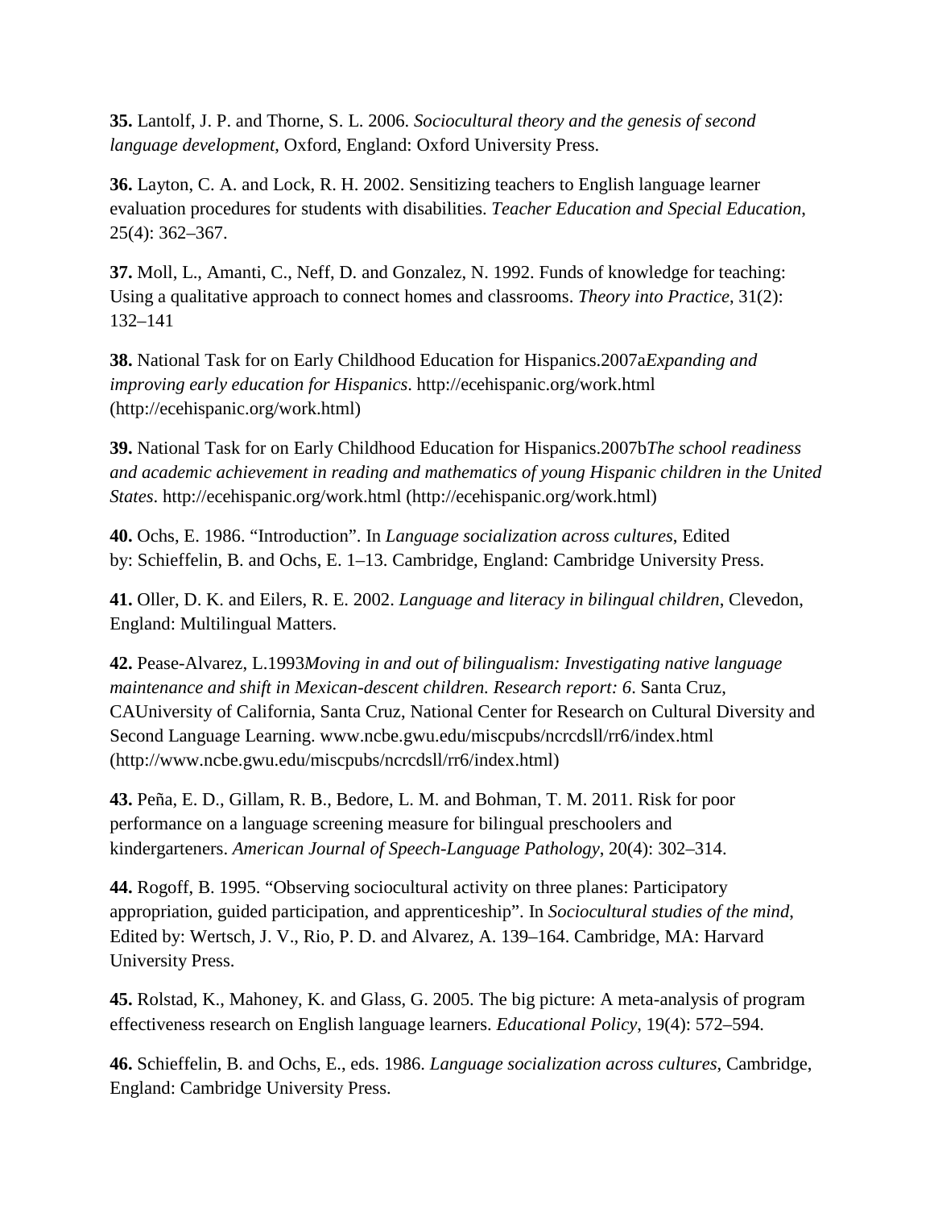**35.** Lantolf, J. P. and Thorne, S. L. 2006. *Sociocultural theory and the genesis of second language development*, Oxford, England: Oxford University Press.

**36.** Layton, C. A. and Lock, R. H. 2002. Sensitizing teachers to English language learner evaluation procedures for students with disabilities. *Teacher Education and Special Education*, 25(4): 362–367.

**37.** Moll, L., Amanti, C., Neff, D. and Gonzalez, N. 1992. Funds of knowledge for teaching: Using a qualitative approach to connect homes and classrooms. *Theory into Practice*, 31(2): 132–141

**38.** National Task for on Early Childhood Education for Hispanics.2007a*Expanding and improving early education for Hispanics*. http://ecehispanic.org/work.html (http://ecehispanic.org/work.html)

**39.** National Task for on Early Childhood Education for Hispanics.2007b*The school readiness and academic achievement in reading and mathematics of young Hispanic children in the United States*. http://ecehispanic.org/work.html (http://ecehispanic.org/work.html)

**40.** Ochs, E. 1986. “Introduction”. In *Language socialization across cultures*, Edited by: Schieffelin, B. and Ochs, E. 1–13. Cambridge, England: Cambridge University Press.

**41.** Oller, D. K. and Eilers, R. E. 2002. *Language and literacy in bilingual children*, Clevedon, England: Multilingual Matters.

**42.** Pease-Alvarez, L.1993*Moving in and out of bilingualism: Investigating native language maintenance and shift in Mexican-descent children. Research report: 6*. Santa Cruz, CAUniversity of California, Santa Cruz, National Center for Research on Cultural Diversity and Second Language Learning. www.ncbe.gwu.edu/miscpubs/ncrcdsll/rr6/index.html (http://www.ncbe.gwu.edu/miscpubs/ncrcdsll/rr6/index.html)

**43.** Peña, E. D., Gillam, R. B., Bedore, L. M. and Bohman, T. M. 2011. Risk for poor performance on a language screening measure for bilingual preschoolers and kindergarteners. *American Journal of Speech-Language Pathology*, 20(4): 302–314.

**44.** Rogoff, B. 1995. “Observing sociocultural activity on three planes: Participatory appropriation, guided participation, and apprenticeship”. In *Sociocultural studies of the mind*, Edited by: Wertsch, J. V., Rio, P. D. and Alvarez, A. 139–164. Cambridge, MA: Harvard University Press.

**45.** Rolstad, K., Mahoney, K. and Glass, G. 2005. The big picture: A meta-analysis of program effectiveness research on English language learners. *Educational Policy*, 19(4): 572–594.

**46.** Schieffelin, B. and Ochs, E., eds. 1986. *Language socialization across cultures*, Cambridge, England: Cambridge University Press.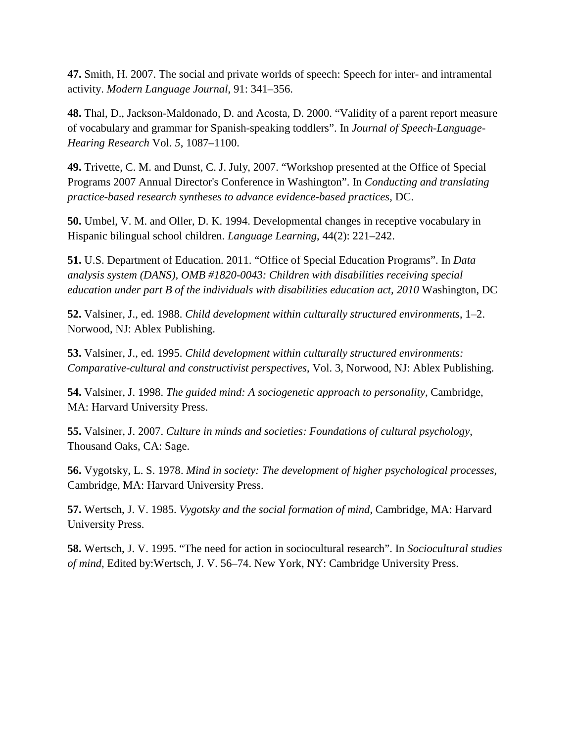**47.** Smith, H. 2007. The social and private worlds of speech: Speech for inter- and intramental activity. *Modern Language Journal*, 91: 341–356.

**48.** Thal, D., Jackson-Maldonado, D. and Acosta, D. 2000. “Validity of a parent report measure of vocabulary and grammar for Spanish-speaking toddlers”. In *Journal of Speech-Language-Hearing Research* Vol. *5*, 1087–1100.

**49.** Trivette, C. M. and Dunst, C. J. July, 2007. “Workshop presented at the Office of Special Programs 2007 Annual Director's Conference in Washington”. In *Conducting and translating practice-based research syntheses to advance evidence-based practices*, DC.

**50.** Umbel, V. M. and Oller, D. K. 1994. Developmental changes in receptive vocabulary in Hispanic bilingual school children. *Language Learning*, 44(2): 221–242.

**51.** U.S. Department of Education. 2011. “Office of Special Education Programs”. In *Data analysis system (DANS), OMB #1820-0043: Children with disabilities receiving special education under part B of the individuals with disabilities education act, 2010* Washington, DC

**52.** Valsiner, J., ed. 1988. *Child development within culturally structured environments*, 1–2. Norwood, NJ: Ablex Publishing.

**53.** Valsiner, J., ed. 1995. *Child development within culturally structured environments: Comparative-cultural and constructivist perspectives*, Vol. 3, Norwood, NJ: Ablex Publishing.

**54.** Valsiner, J. 1998. *The guided mind: A sociogenetic approach to personality,* Cambridge, MA: Harvard University Press.

**55.** Valsiner, J. 2007. *Culture in minds and societies: Foundations of cultural psychology*, Thousand Oaks, CA: Sage.

**56.** Vygotsky, L. S. 1978. *Mind in society: The development of higher psychological processes*, Cambridge, MA: Harvard University Press.

**57.** Wertsch, J. V. 1985. *Vygotsky and the social formation of mind*, Cambridge, MA: Harvard University Press.

**58.** Wertsch, J. V. 1995. “The need for action in sociocultural research”. In *Sociocultural studies of mind*, Edited by:Wertsch, J. V. 56–74. New York, NY: Cambridge University Press.